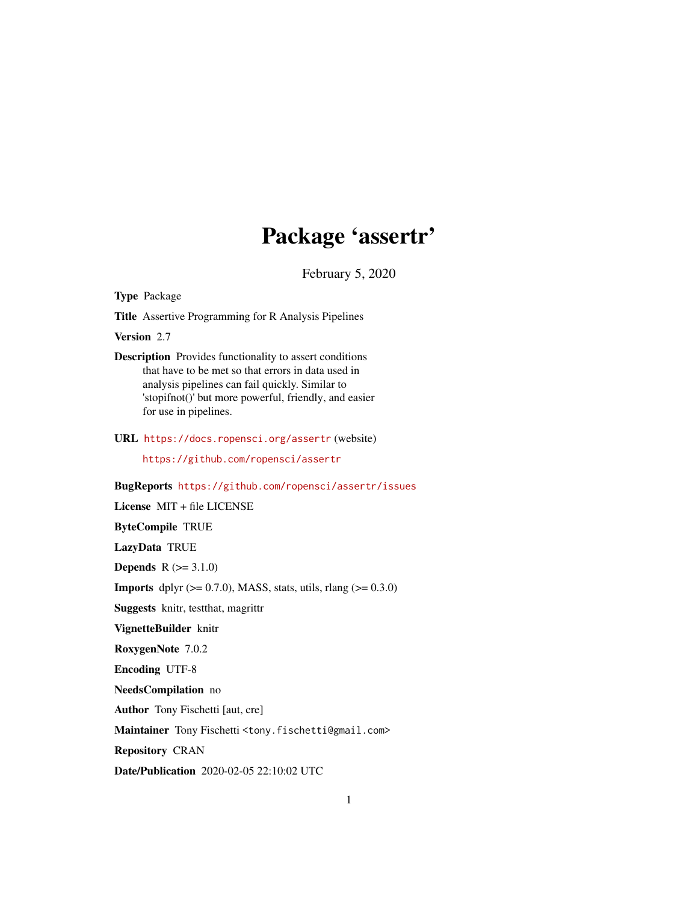# Package 'assertr'

February 5, 2020

**Type** Package

**Title** Assertive Programming for R Analysis Pipelines

**Version** 2.7

**Description** Provides functionality to assert conditions that have to be met so that errors in data used in analysis pipelines can fail quickly. Similar to 'stopifnot()' but more powerful, friendly, and easier for use in pipelines.

**URL** https://docs.ropensci.org/assertr (website)
https://github.com/ropensci/assertr

**BugReports** https://github.com/ropensci/assertr/issues

**License** MIT + file LICENSE

**ByteCompile** TRUE

**LazyData** TRUE

**Depends** R (>= 3.1.0)

**Imports** dplyr (>= 0.7.0), MASS, stats, utils, rlang (>= 0.3.0)

**Suggests** knitr, testthat, magrittr

**VignetteBuilder** knitr

**RoxygenNote** 7.0.2

**Encoding** UTF-8

**NeedsCompilation** no

**Author** Tony Fischetti [aut, cre]

**Maintainer** Tony Fischetti <tony.fischetti@gmail.com>

**Repository** CRAN

**Date/Publication** 2020-02-05 22:10:02 UTC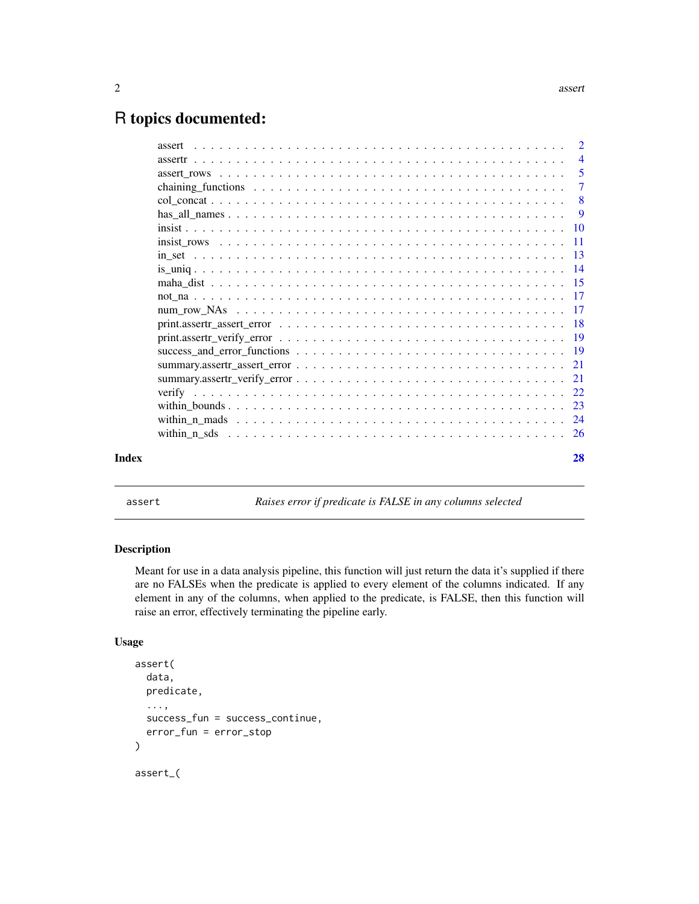# R topics documented:

| | |
|---|---|
| assert | 2 |
| assertr | 4 |
| assert_rows | 5 |
| chaining_functions | 7 |
| col_concat | 8 |
| has_all_names | 9 |
| insist | 10 |
| insist_rows | 11 |
| in_set | 13 |
| is_uniq | 14 |
| maha_dist | 15 |
| not_na | 17 |
| num_row_NAs | 17 |
| print.assertr_assert_error | 18 |
| print.assertr_verify_error | 19 |
| success_and_error_functions | 19 |
| summary.assertr_assert_error | 21 |
| summary.assertr_verify_error | 21 |
| verify | 22 |
| within_bounds | 23 |
| within_n_mads | 24 |
| within_n_sds | 26 |

**Index** 28

---

`assert` *Raises error if predicate is FALSE in any columns selected*

---

## Description

Meant for use in a data analysis pipeline, this function will just return the data it's supplied if there are no FALSEs when the predicate is applied to every element of the columns indicated. If any element in any of the columns, when applied to the predicate, is FALSE, then this function will raise an error, effectively terminating the pipeline early.

## Usage

```
assert(
  data,
  predicate,
  ...,
  success_fun = success_continue,
  error_fun = error_stop
)

assert_(
```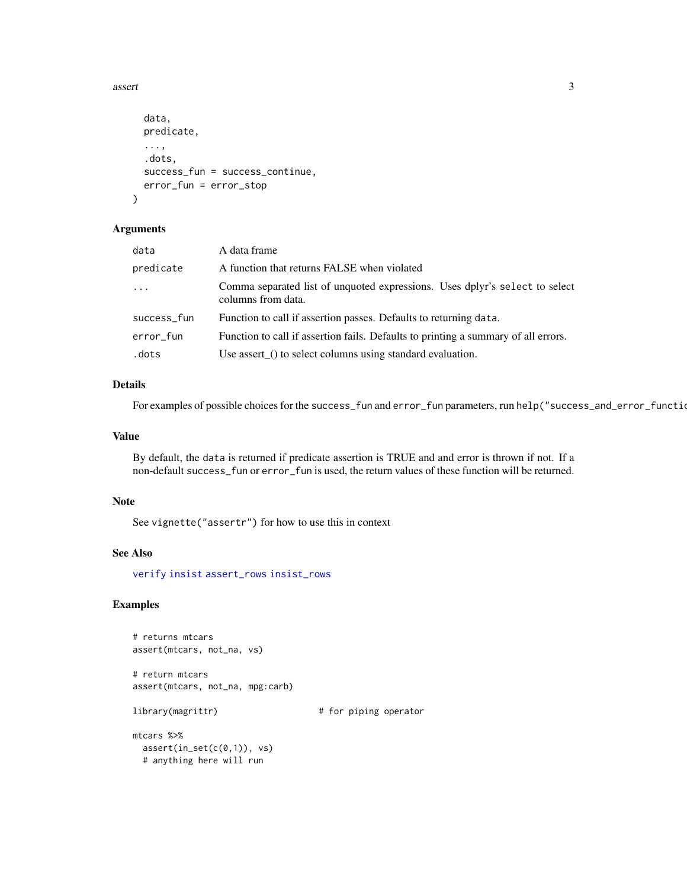```
  data,
  predicate,
  ...,
  .dots,
  success_fun = success_continue,
  error_fun = error_stop
)
```

## Arguments

| | |
|---|---|
| data | A data frame |
| predicate | A function that returns FALSE when violated |
| ... | Comma separated list of unquoted expressions. Uses dplyr's `select` to select columns from data. |
| success_fun | Function to call if assertion passes. Defaults to returning `data`. |
| error_fun | Function to call if assertion fails. Defaults to printing a summary of all errors. |
| .dots | Use assert_() to select columns using standard evaluation. |

## Details

For examples of possible choices for the `success_fun` and `error_fun` parameters, run `help("success_and_error_functic`

## Value

By default, the `data` is returned if predicate assertion is TRUE and and error is thrown if not. If a non-default `success_fun` or `error_fun` is used, the return values of these function will be returned.

## Note

See `vignette("assertr")` for how to use this in context

## See Also

`verify` `insist` `assert_rows` `insist_rows`

## Examples

```
# returns mtcars
assert(mtcars, not_na, vs)

# return mtcars
assert(mtcars, not_na, mpg:carb)

library(magrittr)                    # for piping operator

mtcars %>%
  assert(in_set(c(0,1)), vs)
  # anything here will run
```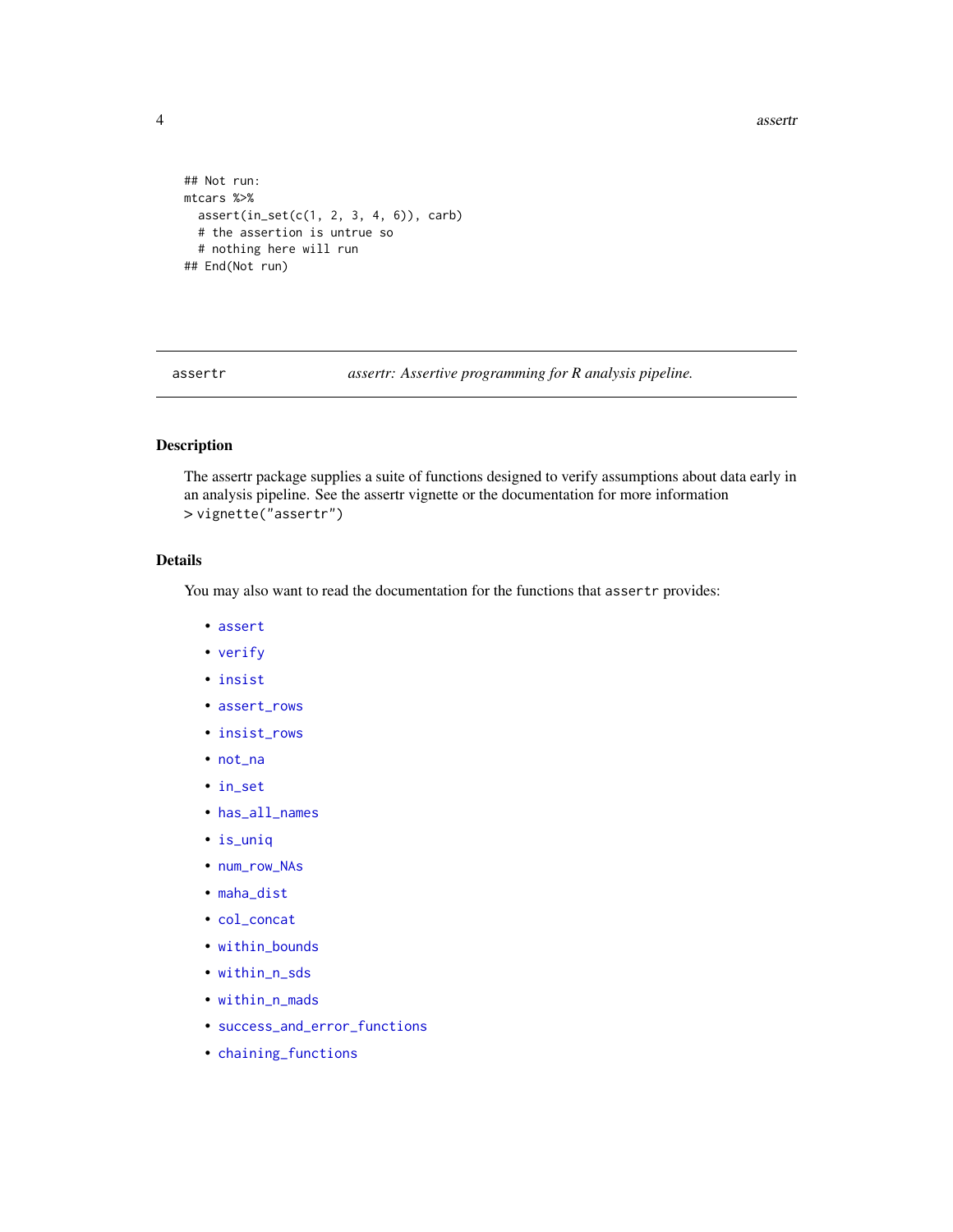```
## Not run:
mtcars %>%
  assert(in_set(c(1, 2, 3, 4, 6)), carb)
  # the assertion is untrue so
  # nothing here will run
## End(Not run)
```

---

`assertr` — *assertr: Assertive programming for R analysis pipeline.*

---

### Description

The assertr package supplies a suite of functions designed to verify assumptions about data early in an analysis pipeline. See the assertr vignette or the documentation for more information
> `vignette("assertr")`

### Details

You may also want to read the documentation for the functions that `assertr` provides:

- `assert`
- `verify`
- `insist`
- `assert_rows`
- `insist_rows`
- `not_na`
- `in_set`
- `has_all_names`
- `is_uniq`
- `num_row_NAs`
- `maha_dist`
- `col_concat`
- `within_bounds`
- `within_n_sds`
- `within_n_mads`
- `success_and_error_functions`
- `chaining_functions`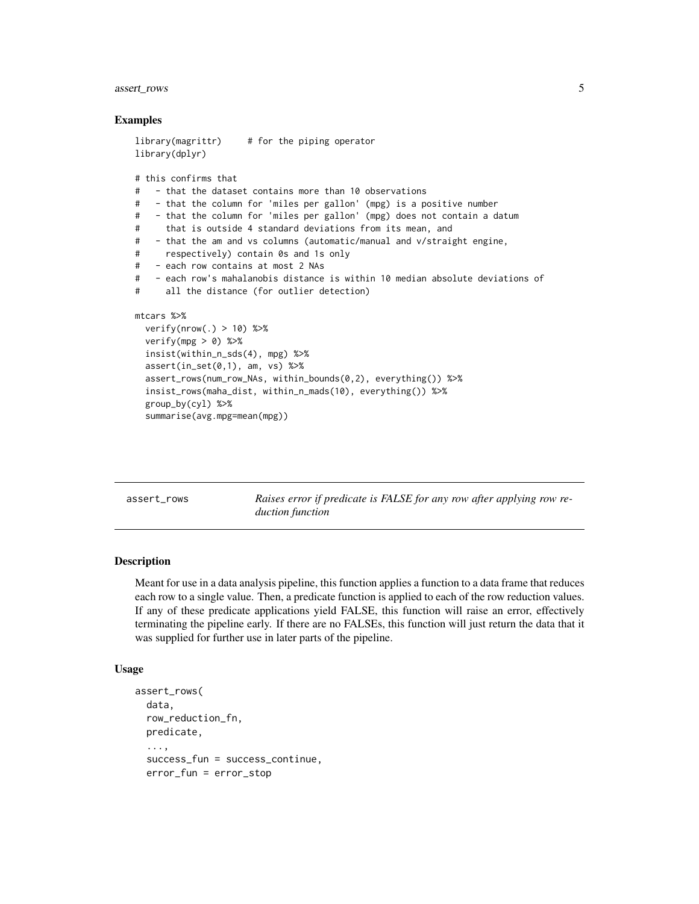### Examples

```
library(magrittr)     # for the piping operator
library(dplyr)

# this confirms that
#   - that the dataset contains more than 10 observations
#   - that the column for 'miles per gallon' (mpg) is a positive number
#   - that the column for 'miles per gallon' (mpg) does not contain a datum
#     that is outside 4 standard deviations from its mean, and
#   - that the am and vs columns (automatic/manual and v/straight engine,
#     respectively) contain 0s and 1s only
#   - each row contains at most 2 NAs
#   - each row's mahalanobis distance is within 10 median absolute deviations of
#     all the distance (for outlier detection)

mtcars %>%
  verify(nrow(.) > 10) %>%
  verify(mpg > 0) %>%
  insist(within_n_sds(4), mpg) %>%
  assert(in_set(0,1), am, vs) %>%
  assert_rows(num_row_NAs, within_bounds(0,2), everything()) %>%
  insist_rows(maha_dist, within_n_mads(10), everything()) %>%
  group_by(cyl) %>%
  summarise(avg.mpg=mean(mpg))
```

---

## assert_rows — *Raises error if predicate is FALSE for any row after applying row reduction function*

---

### Description

Meant for use in a data analysis pipeline, this function applies a function to a data frame that reduces each row to a single value. Then, a predicate function is applied to each of the row reduction values. If any of these predicate applications yield FALSE, this function will raise an error, effectively terminating the pipeline early. If there are no FALSEs, this function will just return the data that it was supplied for further use in later parts of the pipeline.

### Usage

```
assert_rows(
  data,
  row_reduction_fn,
  predicate,
  ...,
  success_fun = success_continue,
  error_fun = error_stop
```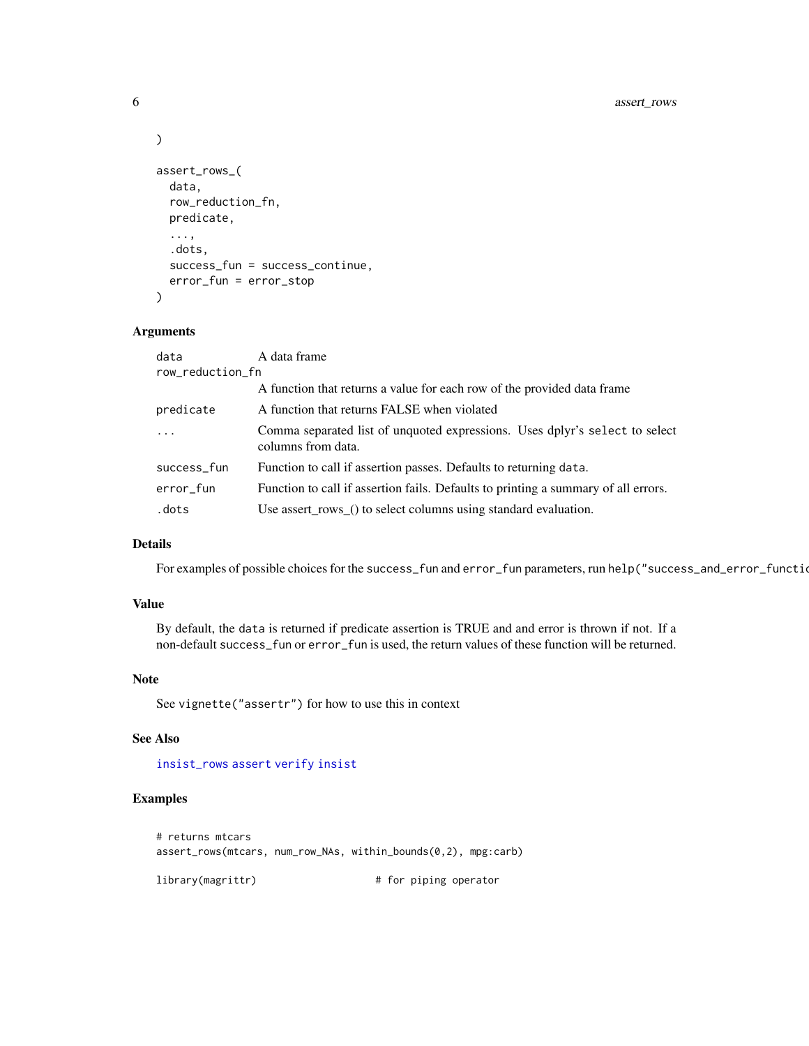```
)

assert_rows_(
  data,
  row_reduction_fn,
  predicate,
  ...,
  .dots,
  success_fun = success_continue,
  error_fun = error_stop
)
```

## Arguments

| | |
|---|---|
| data | A data frame |
| row_reduction_fn | A function that returns a value for each row of the provided data frame |
| predicate | A function that returns FALSE when violated |
| ... | Comma separated list of unquoted expressions. Uses dplyr's `select` to select columns from data. |
| success_fun | Function to call if assertion passes. Defaults to returning `data`. |
| error_fun | Function to call if assertion fails. Defaults to printing a summary of all errors. |
| .dots | Use assert_rows_() to select columns using standard evaluation. |

## Details

For examples of possible choices for the `success_fun` and `error_fun` parameters, run `help("success_and_error_functio`

## Value

By default, the `data` is returned if predicate assertion is TRUE and and error is thrown if not. If a non-default `success_fun` or `error_fun` is used, the return values of these function will be returned.

## Note

See `vignette("assertr")` for how to use this in context

## See Also

`insist_rows` `assert` `verify` `insist`

## Examples

```
# returns mtcars
assert_rows(mtcars, num_row_NAs, within_bounds(0,2), mpg:carb)

library(magrittr)                    # for piping operator
```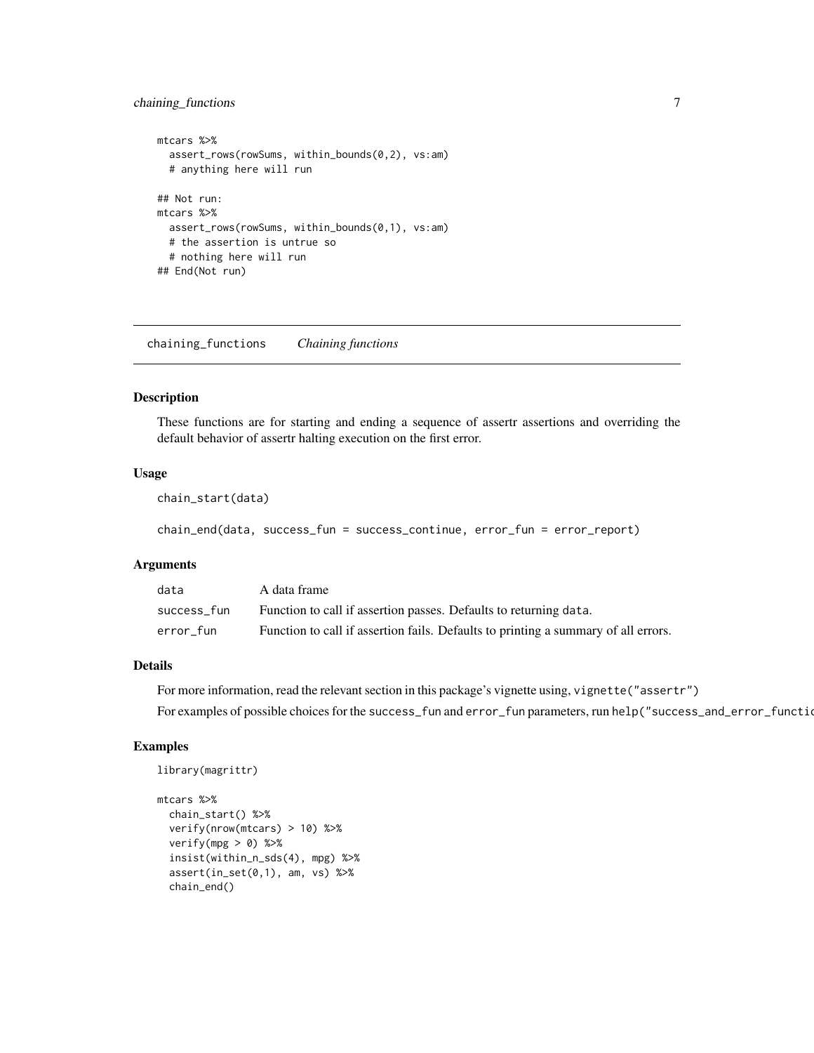```
mtcars %>%
  assert_rows(rowSums, within_bounds(0,2), vs:am)
  # anything here will run

## Not run:
mtcars %>%
  assert_rows(rowSums, within_bounds(0,1), vs:am)
  # the assertion is untrue so
  # nothing here will run
## End(Not run)
```

## chaining_functions *Chaining functions*

### Description

These functions are for starting and ending a sequence of assertr assertions and overriding the default behavior of assertr halting execution on the first error.

### Usage

```
chain_start(data)

chain_end(data, success_fun = success_continue, error_fun = error_report)
```

### Arguments

| | |
|---|---|
| `data` | A data frame |
| `success_fun` | Function to call if assertion passes. Defaults to returning `data`. |
| `error_fun` | Function to call if assertion fails. Defaults to printing a summary of all errors. |

### Details

For more information, read the relevant section in this package's vignette using, `vignette("assertr")`

For examples of possible choices for the `success_fun` and `error_fun` parameters, run `help("success_and_error_functio`

### Examples

```
library(magrittr)

mtcars %>%
  chain_start() %>%
  verify(nrow(mtcars) > 10) %>%
  verify(mpg > 0) %>%
  insist(within_n_sds(4), mpg) %>%
  assert(in_set(0,1), am, vs) %>%
  chain_end()
```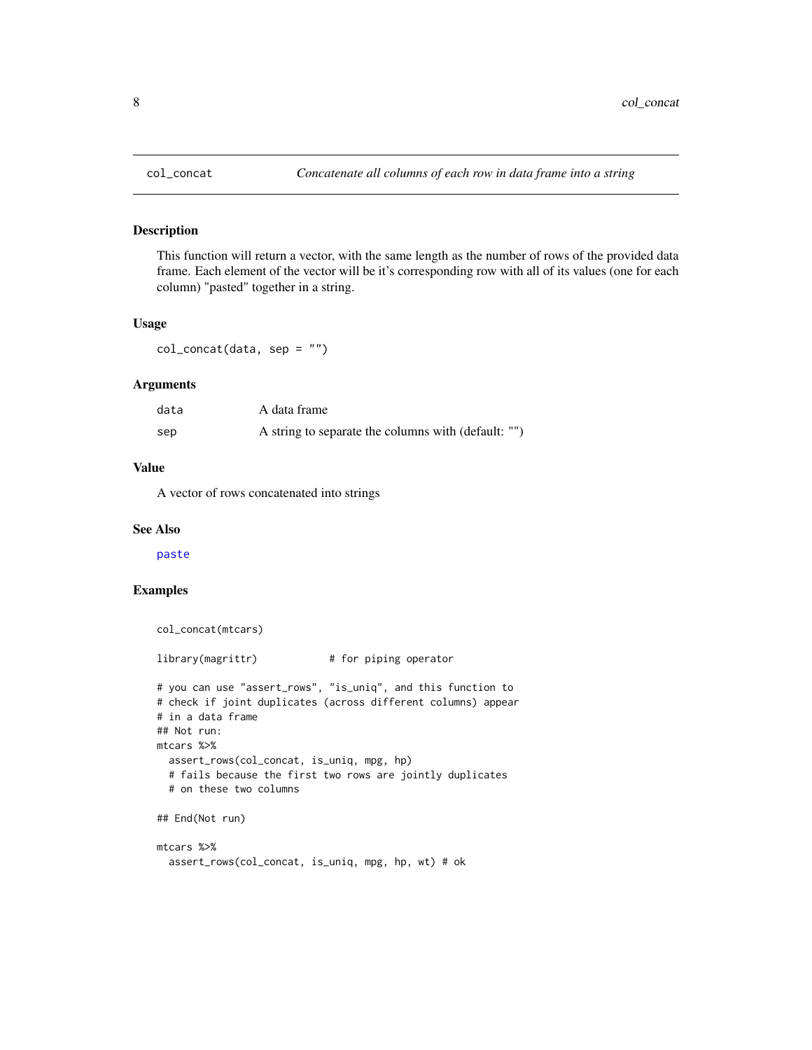# col_concat

*Concatenate all columns of each row in data frame into a string*

## Description

This function will return a vector, with the same length as the number of rows of the provided data frame. Each element of the vector will be it's corresponding row with all of its values (one for each column) "pasted" together in a string.

## Usage

```
col_concat(data, sep = "")
```

## Arguments

| | |
|---|---|
| `data` | A data frame |
| `sep` | A string to separate the columns with (default: "") |

## Value

A vector of rows concatenated into strings

## See Also

paste

## Examples

```
col_concat(mtcars)

library(magrittr)            # for piping operator

# you can use "assert_rows", "is_uniq", and this function to
# check if joint duplicates (across different columns) appear
# in a data frame
## Not run:
mtcars %>%
  assert_rows(col_concat, is_uniq, mpg, hp)
  # fails because the first two rows are jointly duplicates
  # on these two columns

## End(Not run)

mtcars %>%
  assert_rows(col_concat, is_uniq, mpg, hp, wt) # ok
```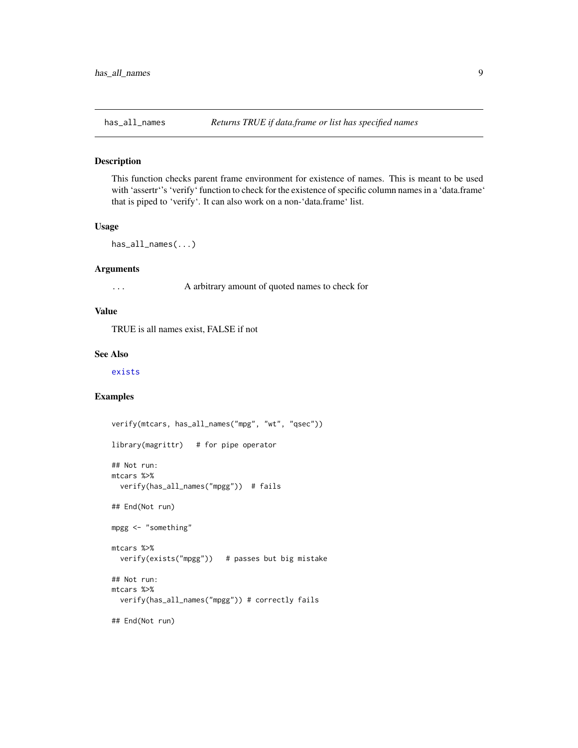`has_all_names` *Returns TRUE if data.frame or list has specified names*

### Description

This function checks parent frame environment for existence of names. This is meant to be used with 'assertr''s 'verify' function to check for the existence of specific column names in a 'data.frame' that is piped to 'verify'. It can also work on a non-'data.frame' list.

### Usage

```
has_all_names(...)
```

### Arguments

| | |
|---|---|
| ... | A arbitrary amount of quoted names to check for |

### Value

TRUE is all names exist, FALSE if not

### See Also

exists

### Examples

```
verify(mtcars, has_all_names("mpg", "wt", "qsec"))

library(magrittr)   # for pipe operator

## Not run:
mtcars %>%
  verify(has_all_names("mpgg"))  # fails

## End(Not run)

mpgg <- "something"

mtcars %>%
  verify(exists("mpgg"))   # passes but big mistake

## Not run:
mtcars %>%
  verify(has_all_names("mpgg")) # correctly fails

## End(Not run)
```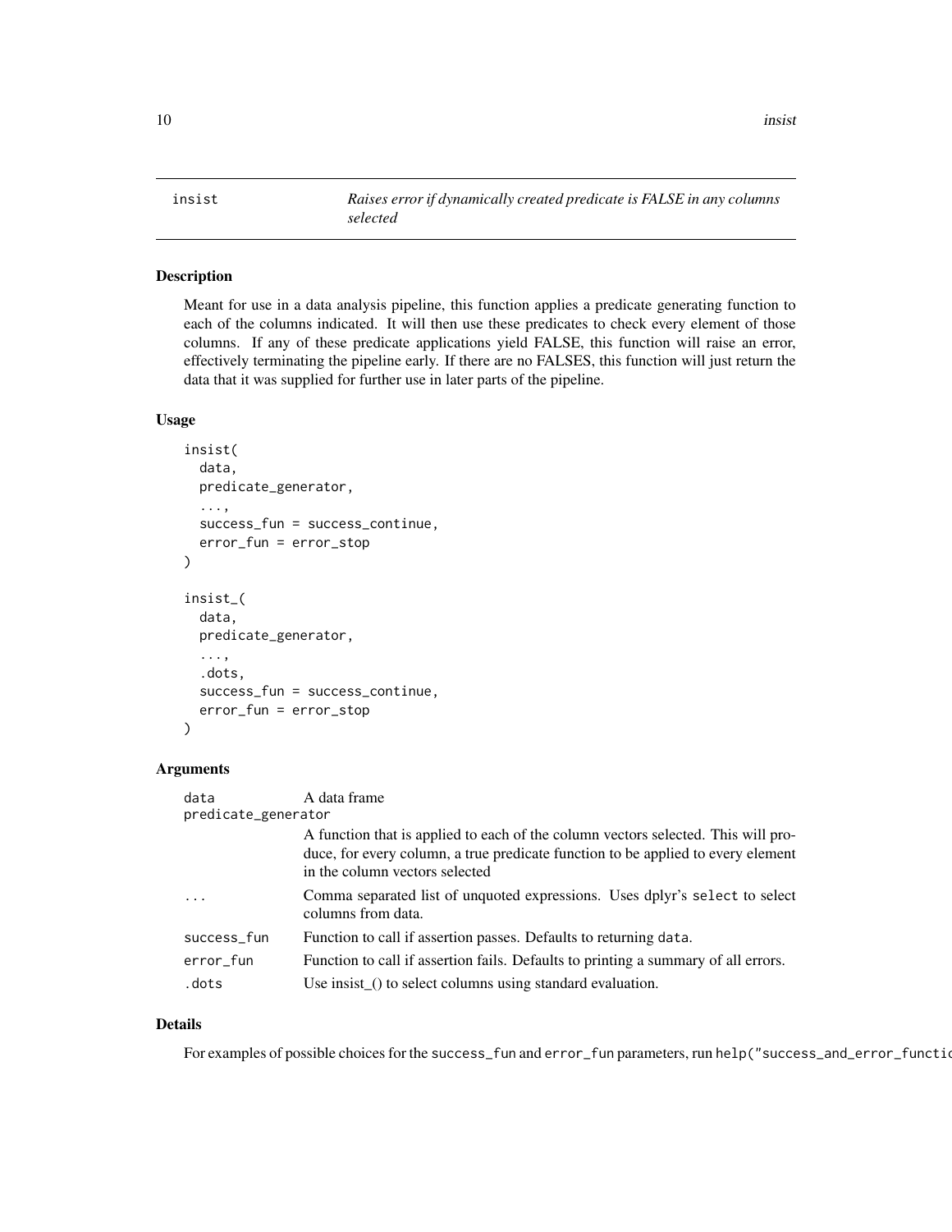# insist

*Raises error if dynamically created predicate is FALSE in any columns selected*

## Description

Meant for use in a data analysis pipeline, this function applies a predicate generating function to each of the columns indicated. It will then use these predicates to check every element of those columns. If any of these predicate applications yield FALSE, this function will raise an error, effectively terminating the pipeline early. If there are no FALSES, this function will just return the data that it was supplied for further use in later parts of the pipeline.

## Usage

```
insist(
  data,
  predicate_generator,
  ...,
  success_fun = success_continue,
  error_fun = error_stop
)

insist_(
  data,
  predicate_generator,
  ...,
  .dots,
  success_fun = success_continue,
  error_fun = error_stop
)
```

## Arguments

| | |
|---|---|
| `data` | A data frame |
| `predicate_generator` | A function that is applied to each of the column vectors selected. This will produce, for every column, a true predicate function to be applied to every element in the column vectors selected |
| `...` | Comma separated list of unquoted expressions. Uses dplyr's `select` to select columns from data. |
| `success_fun` | Function to call if assertion passes. Defaults to returning `data`. |
| `error_fun` | Function to call if assertion fails. Defaults to printing a summary of all errors. |
| `.dots` | Use insist_() to select columns using standard evaluation. |

## Details

For examples of possible choices for the `success_fun` and `error_fun` parameters, run `help("success_and_error_functio`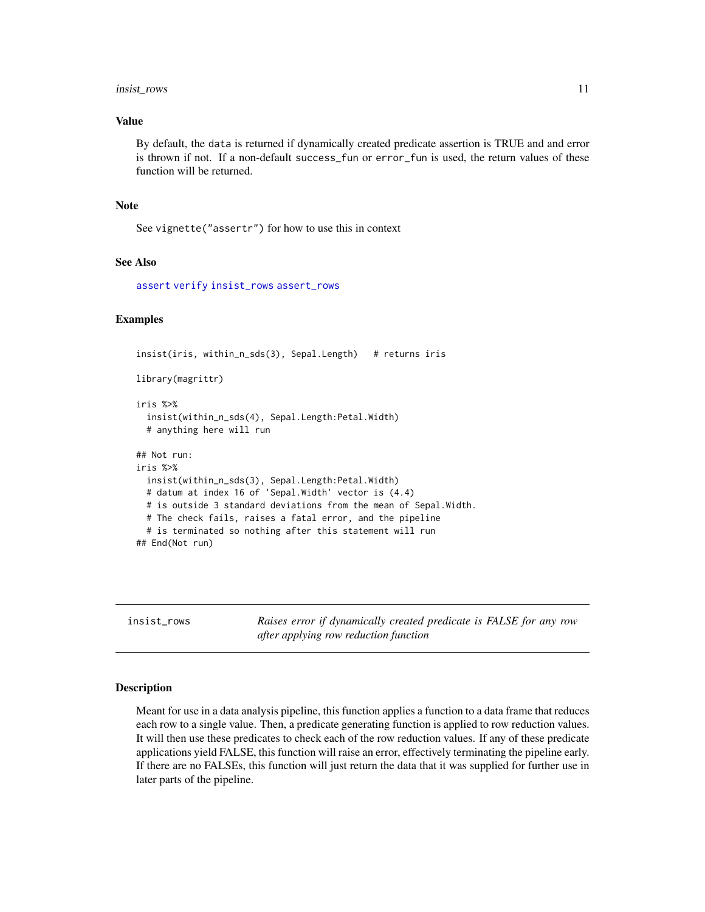### Value

By default, the data is returned if dynamically created predicate assertion is TRUE and and error is thrown if not. If a non-default success_fun or error_fun is used, the return values of these function will be returned.

### Note

See vignette("assertr") for how to use this in context

### See Also

assert verify insist_rows assert_rows

### Examples

```
insist(iris, within_n_sds(3), Sepal.Length)   # returns iris

library(magrittr)

iris %>%
  insist(within_n_sds(4), Sepal.Length:Petal.Width)
  # anything here will run

## Not run:
iris %>%
  insist(within_n_sds(3), Sepal.Length:Petal.Width)
  # datum at index 16 of 'Sepal.Width' vector is (4.4)
  # is outside 3 standard deviations from the mean of Sepal.Width.
  # The check fails, raises a fatal error, and the pipeline
  # is terminated so nothing after this statement will run
## End(Not run)
```

---

## insist_rows — *Raises error if dynamically created predicate is FALSE for any row after applying row reduction function*

---

### Description

Meant for use in a data analysis pipeline, this function applies a function to a data frame that reduces each row to a single value. Then, a predicate generating function is applied to row reduction values. It will then use these predicates to check each of the row reduction values. If any of these predicate applications yield FALSE, this function will raise an error, effectively terminating the pipeline early. If there are no FALSEs, this function will just return the data that it was supplied for further use in later parts of the pipeline.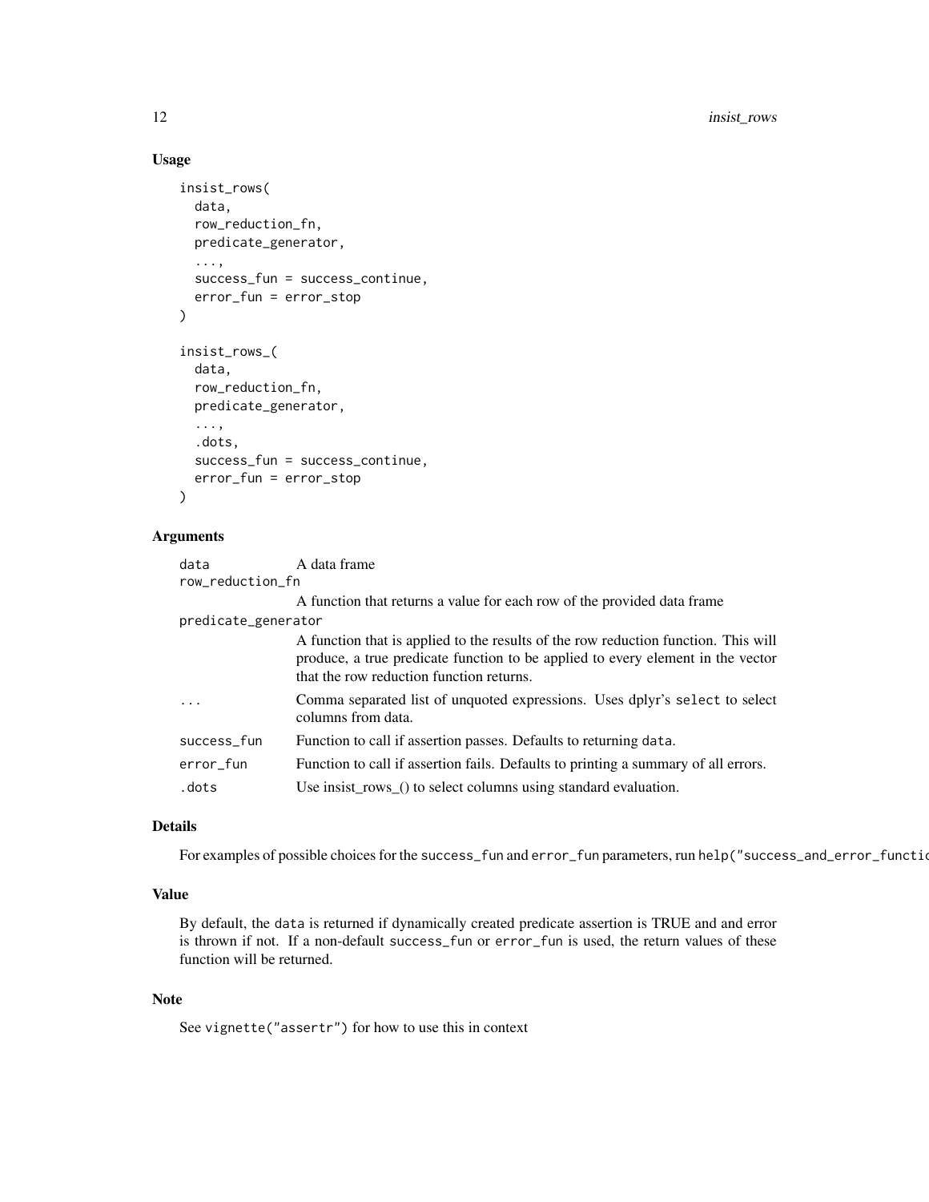## Usage

```
insist_rows(
  data,
  row_reduction_fn,
  predicate_generator,
  ...,
  success_fun = success_continue,
  error_fun = error_stop
)

insist_rows_(
  data,
  row_reduction_fn,
  predicate_generator,
  ...,
  .dots,
  success_fun = success_continue,
  error_fun = error_stop
)
```

## Arguments

| | |
|---|---|
| `data` | A data frame |
| `row_reduction_fn` | A function that returns a value for each row of the provided data frame |
| `predicate_generator` | A function that is applied to the results of the row reduction function. This will produce, a true predicate function to be applied to every element in the vector that the row reduction function returns. |
| `...` | Comma separated list of unquoted expressions. Uses dplyr's `select` to select columns from data. |
| `success_fun` | Function to call if assertion passes. Defaults to returning `data`. |
| `error_fun` | Function to call if assertion fails. Defaults to printing a summary of all errors. |
| `.dots` | Use insist_rows_() to select columns using standard evaluation. |

## Details

For examples of possible choices for the `success_fun` and `error_fun` parameters, run `help("success_and_error_functio`

## Value

By default, the `data` is returned if dynamically created predicate assertion is TRUE and and error is thrown if not. If a non-default `success_fun` or `error_fun` is used, the return values of these function will be returned.

## Note

See `vignette("assertr")` for how to use this in context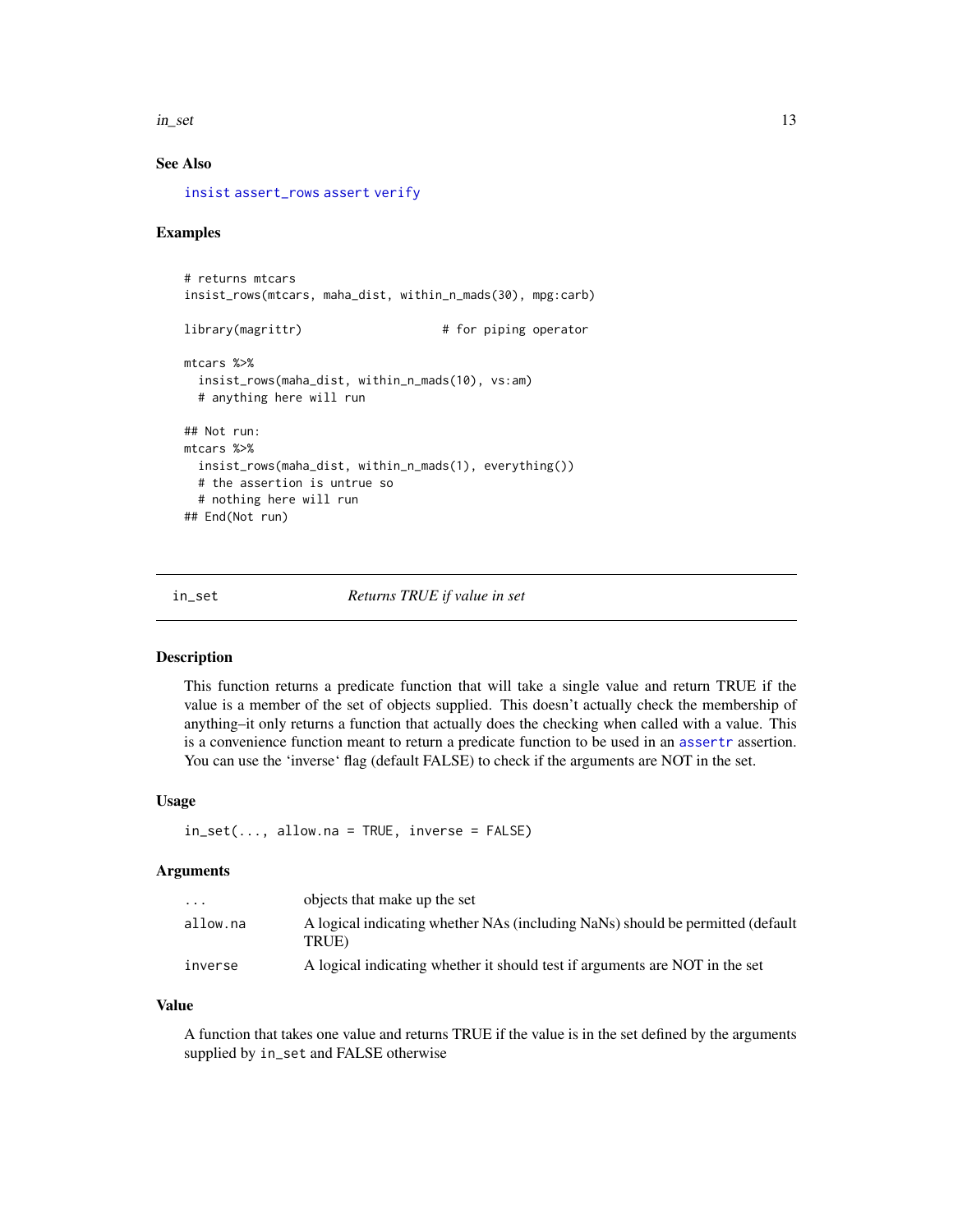### See Also

insist assert_rows assert verify

### Examples

```
# returns mtcars
insist_rows(mtcars, maha_dist, within_n_mads(30), mpg:carb)

library(magrittr)                    # for piping operator

mtcars %>%
  insist_rows(maha_dist, within_n_mads(10), vs:am)
  # anything here will run

## Not run:
mtcars %>%
  insist_rows(maha_dist, within_n_mads(1), everything())
  # the assertion is untrue so
  # nothing here will run
## End(Not run)
```

---

## in_set — *Returns TRUE if value in set*

---

### Description

This function returns a predicate function that will take a single value and return TRUE if the value is a member of the set of objects supplied. This doesn't actually check the membership of anything–it only returns a function that actually does the checking when called with a value. This is a convenience function meant to return a predicate function to be used in an assertr assertion. You can use the 'inverse' flag (default FALSE) to check if the arguments are NOT in the set.

### Usage

```
in_set(..., allow.na = TRUE, inverse = FALSE)
```

### Arguments

| | |
|---|---|
| `...` | objects that make up the set |
| `allow.na` | A logical indicating whether NAs (including NaNs) should be permitted (default TRUE) |
| `inverse` | A logical indicating whether it should test if arguments are NOT in the set |

### Value

A function that takes one value and returns TRUE if the value is in the set defined by the arguments supplied by `in_set` and FALSE otherwise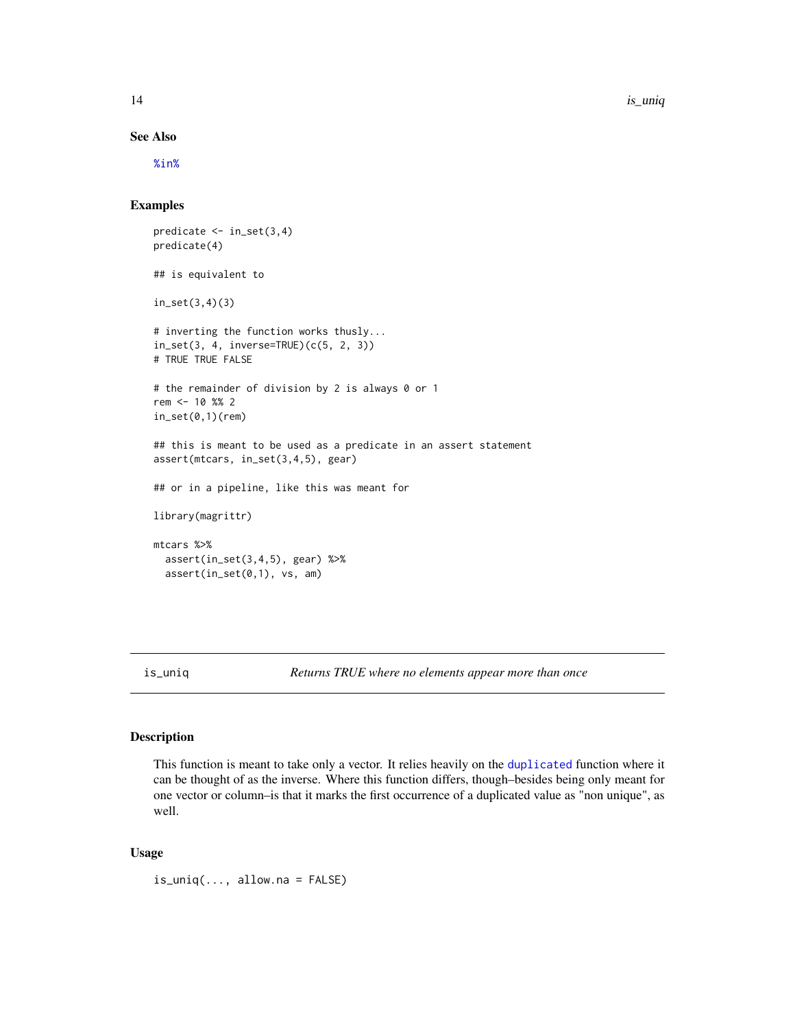## See Also

%in%

## Examples

```
predicate <- in_set(3,4)
predicate(4)

## is equivalent to

in_set(3,4)(3)

# inverting the function works thusly...
in_set(3, 4, inverse=TRUE)(c(5, 2, 3))
# TRUE TRUE FALSE

# the remainder of division by 2 is always 0 or 1
rem <- 10 %% 2
in_set(0,1)(rem)

## this is meant to be used as a predicate in an assert statement
assert(mtcars, in_set(3,4,5), gear)

## or in a pipeline, like this was meant for

library(magrittr)

mtcars %>%
  assert(in_set(3,4,5), gear) %>%
  assert(in_set(0,1), vs, am)
```

---

# is_uniq — *Returns TRUE where no elements appear more than once*

## Description

This function is meant to take only a vector. It relies heavily on the duplicated function where it can be thought of as the inverse. Where this function differs, though–besides being only meant for one vector or column–is that it marks the first occurrence of a duplicated value as "non unique", as well.

## Usage

```
is_uniq(..., allow.na = FALSE)
```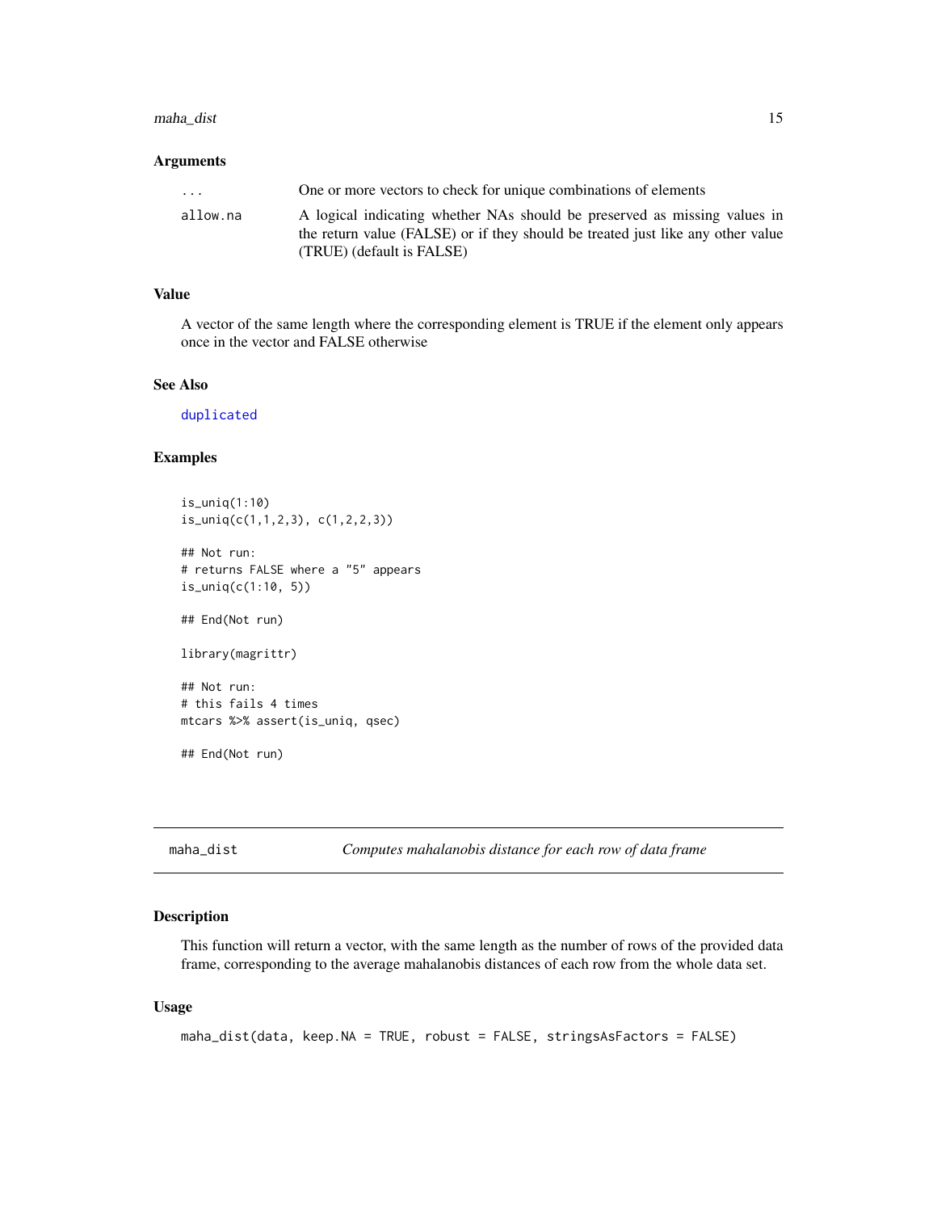### Arguments

| | |
|---|---|
| ... | One or more vectors to check for unique combinations of elements |
| allow.na | A logical indicating whether NAs should be preserved as missing values in the return value (FALSE) or if they should be treated just like any other value (TRUE) (default is FALSE) |

### Value

A vector of the same length where the corresponding element is TRUE if the element only appears once in the vector and FALSE otherwise

### See Also

duplicated

### Examples

```
is_uniq(1:10)
is_uniq(c(1,1,2,3), c(1,2,2,3))

## Not run:
# returns FALSE where a "5" appears
is_uniq(c(1:10, 5))

## End(Not run)

library(magrittr)

## Not run:
# this fails 4 times
mtcars %>% assert(is_uniq, qsec)

## End(Not run)
```

---

## maha_dist — *Computes mahalanobis distance for each row of data frame*

### Description

This function will return a vector, with the same length as the number of rows of the provided data frame, corresponding to the average mahalanobis distances of each row from the whole data set.

### Usage

```
maha_dist(data, keep.NA = TRUE, robust = FALSE, stringsAsFactors = FALSE)
```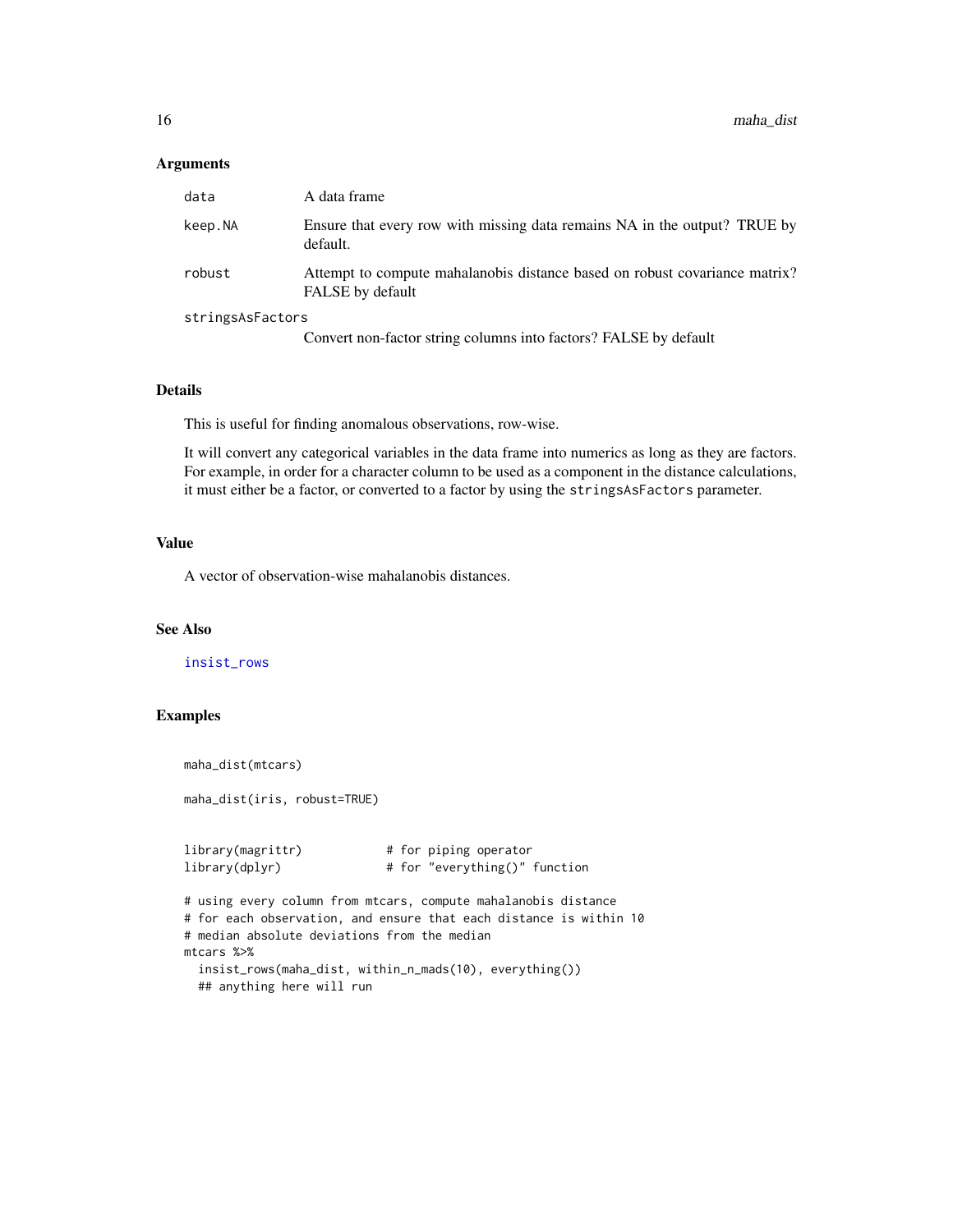### Arguments

| | |
|---|---|
| data | A data frame |
| keep.NA | Ensure that every row with missing data remains NA in the output? TRUE by default. |
| robust | Attempt to compute mahalanobis distance based on robust covariance matrix? FALSE by default |
| stringsAsFactors | Convert non-factor string columns into factors? FALSE by default |

### Details

This is useful for finding anomalous observations, row-wise.

It will convert any categorical variables in the data frame into numerics as long as they are factors. For example, in order for a character column to be used as a component in the distance calculations, it must either be a factor, or converted to a factor by using the `stringsAsFactors` parameter.

### Value

A vector of observation-wise mahalanobis distances.

### See Also

insist_rows

### Examples

```
maha_dist(mtcars)

maha_dist(iris, robust=TRUE)


library(magrittr)            # for piping operator
library(dplyr)               # for "everything()" function

# using every column from mtcars, compute mahalanobis distance
# for each observation, and ensure that each distance is within 10
# median absolute deviations from the median
mtcars %>%
  insist_rows(maha_dist, within_n_mads(10), everything())
  ## anything here will run
```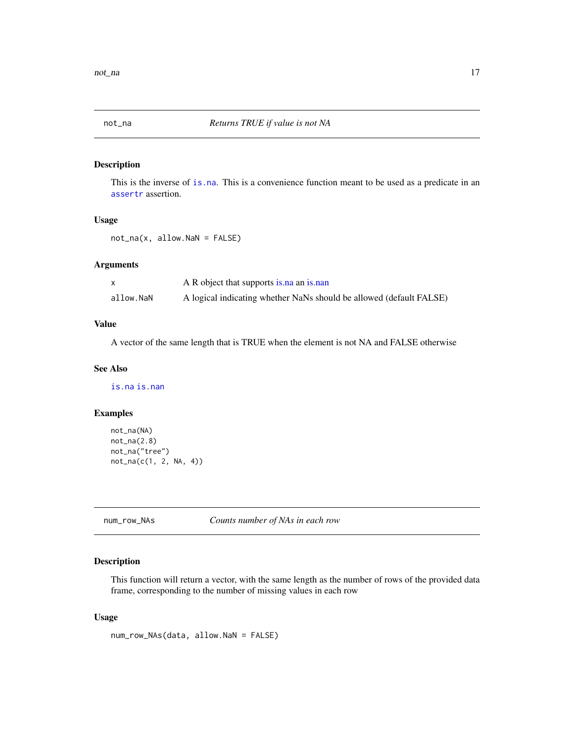## not_na — *Returns TRUE if value is not NA*

### Description

This is the inverse of `is.na`. This is a convenience function meant to be used as a predicate in an `assertr` assertion.

### Usage

```
not_na(x, allow.NaN = FALSE)
```

### Arguments

| | |
|---|---|
| `x` | A R object that supports is.na an is.nan |
| `allow.NaN` | A logical indicating whether NaNs should be allowed (default FALSE) |

### Value

A vector of the same length that is TRUE when the element is not NA and FALSE otherwise

### See Also

`is.na` `is.nan`

### Examples

```
not_na(NA)
not_na(2.8)
not_na("tree")
not_na(c(1, 2, NA, 4))
```

## num_row_NAs — *Counts number of NAs in each row*

### Description

This function will return a vector, with the same length as the number of rows of the provided data frame, corresponding to the number of missing values in each row

### Usage

```
num_row_NAs(data, allow.NaN = FALSE)
```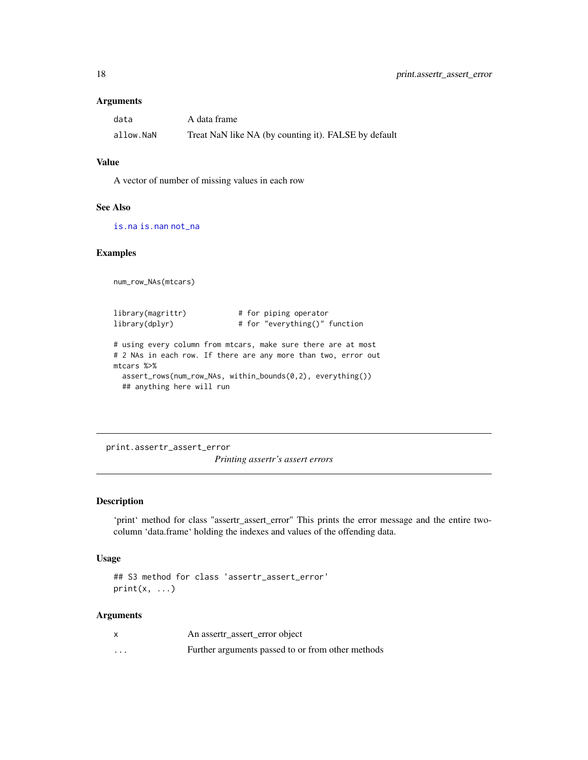### Arguments

| | |
|---|---|
| `data` | A data frame |
| `allow.NaN` | Treat NaN like NA (by counting it). FALSE by default |

### Value

A vector of number of missing values in each row

### See Also

`is.na` `is.nan` `not_na`

### Examples

```
num_row_NAs(mtcars)


library(magrittr)            # for piping operator
library(dplyr)               # for "everything()" function

# using every column from mtcars, make sure there are at most
# 2 NAs in each row. If there are any more than two, error out
mtcars %>%
  assert_rows(num_row_NAs, within_bounds(0,2), everything())
  ## anything here will run
```

---

## print.assertr_assert_error

*Printing assertr's assert errors*

### Description

'print' method for class "assertr_assert_error" This prints the error message and the entire two-column 'data.frame' holding the indexes and values of the offending data.

### Usage

```
## S3 method for class 'assertr_assert_error'
print(x, ...)
```

### Arguments

| | |
|---|---|
| `x` | An assertr_assert_error object |
| `...` | Further arguments passed to or from other methods |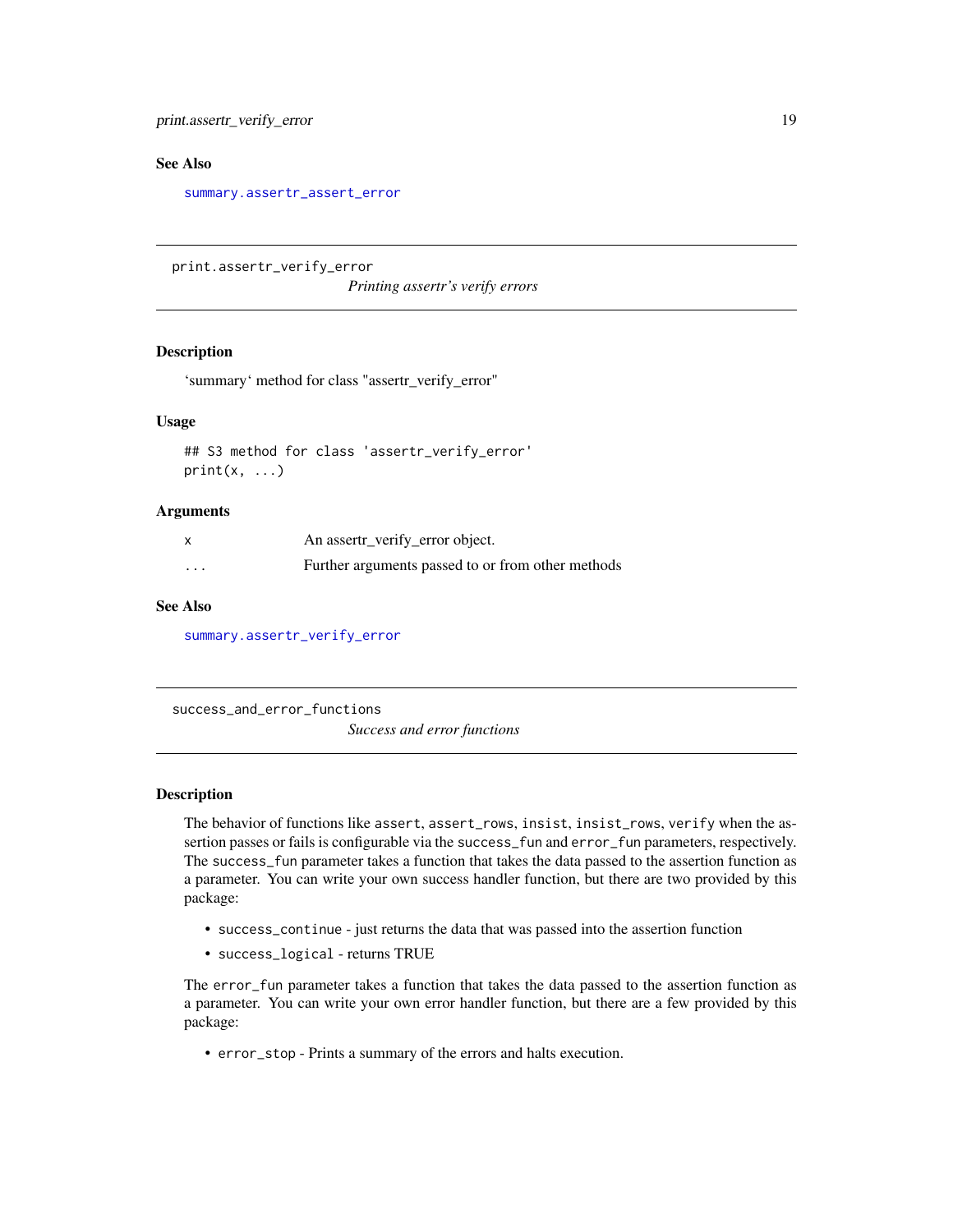## See Also

`summary.assertr_assert_error`

---

# print.assertr_verify_error

*Printing assertr's verify errors*

---

### Description

'summary' method for class "assertr_verify_error"

### Usage

```
## S3 method for class 'assertr_verify_error'
print(x, ...)
```

### Arguments

| | |
|---|---|
| `x` | An assertr_verify_error object. |
| `...` | Further arguments passed to or from other methods |

### See Also

`summary.assertr_verify_error`

---

# success_and_error_functions

*Success and error functions*

---

### Description

The behavior of functions like `assert`, `assert_rows`, `insist`, `insist_rows`, `verify` when the assertion passes or fails is configurable via the `success_fun` and `error_fun` parameters, respectively. The `success_fun` parameter takes a function that takes the data passed to the assertion function as a parameter. You can write your own success handler function, but there are two provided by this package:

- `success_continue` - just returns the data that was passed into the assertion function
- `success_logical` - returns TRUE

The `error_fun` parameter takes a function that takes the data passed to the assertion function as a parameter. You can write your own error handler function, but there are a few provided by this package:

- `error_stop` - Prints a summary of the errors and halts execution.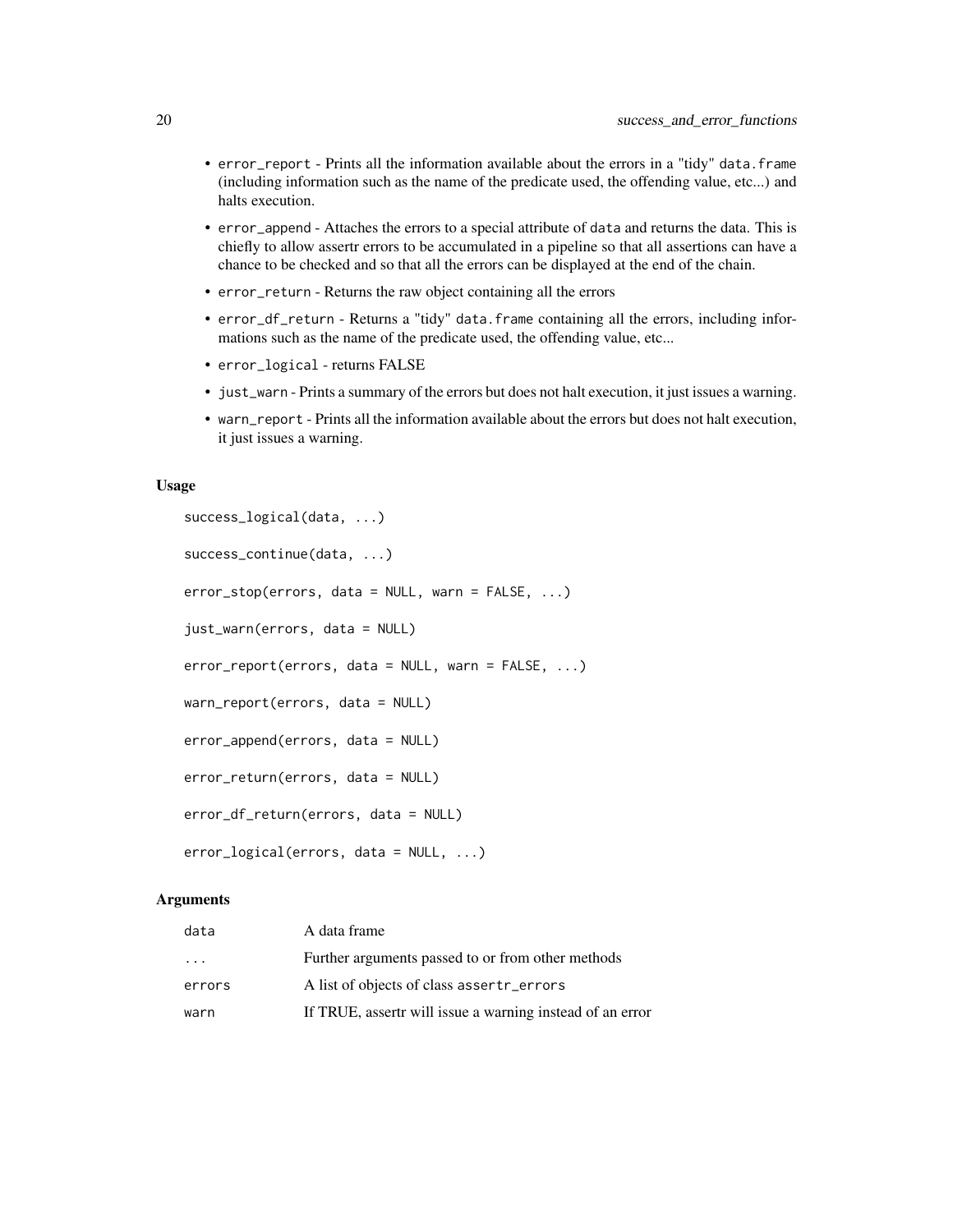- `error_report` - Prints all the information available about the errors in a "tidy" `data.frame` (including information such as the name of the predicate used, the offending value, etc...) and halts execution.
- `error_append` - Attaches the errors to a special attribute of `data` and returns the data. This is chiefly to allow assertr errors to be accumulated in a pipeline so that all assertions can have a chance to be checked and so that all the errors can be displayed at the end of the chain.
- `error_return` - Returns the raw object containing all the errors
- `error_df_return` - Returns a "tidy" `data.frame` containing all the errors, including informations such as the name of the predicate used, the offending value, etc...
- `error_logical` - returns FALSE
- `just_warn` - Prints a summary of the errors but does not halt execution, it just issues a warning.
- `warn_report` - Prints all the information available about the errors but does not halt execution, it just issues a warning.

### Usage

```
success_logical(data, ...)

success_continue(data, ...)

error_stop(errors, data = NULL, warn = FALSE, ...)

just_warn(errors, data = NULL)

error_report(errors, data = NULL, warn = FALSE, ...)

warn_report(errors, data = NULL)

error_append(errors, data = NULL)

error_return(errors, data = NULL)

error_df_return(errors, data = NULL)

error_logical(errors, data = NULL, ...)
```

### Arguments

| | |
|---|---|
| `data` | A data frame |
| `...` | Further arguments passed to or from other methods |
| `errors` | A list of objects of class `assertr_errors` |
| `warn` | If TRUE, assertr will issue a warning instead of an error |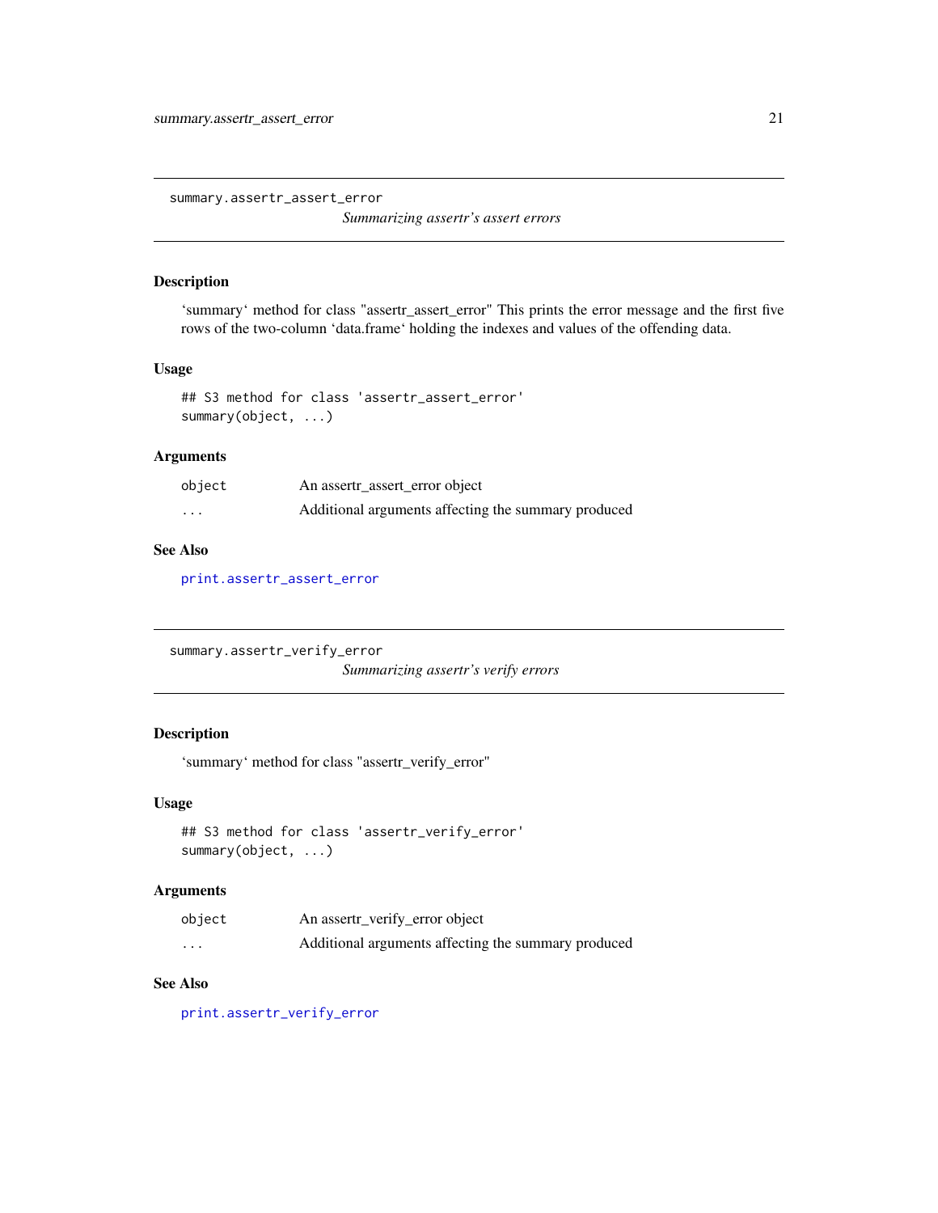## summary.assertr_assert_error

*Summarizing assertr's assert errors*

### Description

'summary' method for class "assertr_assert_error" This prints the error message and the first five rows of the two-column 'data.frame' holding the indexes and values of the offending data.

### Usage

```
## S3 method for class 'assertr_assert_error'
summary(object, ...)
```

### Arguments

| | |
|---|---|
| `object` | An assertr_assert_error object |
| `...` | Additional arguments affecting the summary produced |

### See Also

`print.assertr_assert_error`

## summary.assertr_verify_error

*Summarizing assertr's verify errors*

### Description

'summary' method for class "assertr_verify_error"

### Usage

```
## S3 method for class 'assertr_verify_error'
summary(object, ...)
```

### Arguments

| | |
|---|---|
| `object` | An assertr_verify_error object |
| `...` | Additional arguments affecting the summary produced |

### See Also

`print.assertr_verify_error`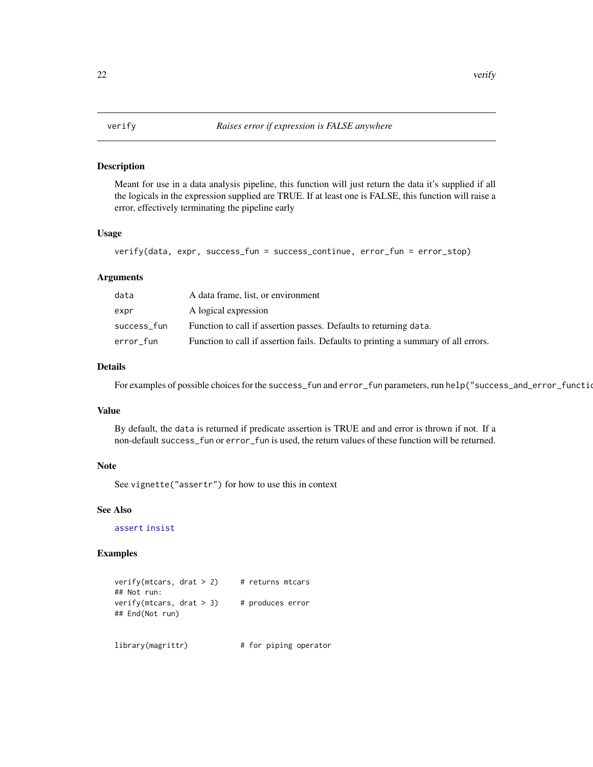# verify — *Raises error if expression is FALSE anywhere*

## Description

Meant for use in a data analysis pipeline, this function will just return the data it's supplied if all the logicals in the expression supplied are TRUE. If at least one is FALSE, this function will raise a error, effectively terminating the pipeline early

## Usage

```
verify(data, expr, success_fun = success_continue, error_fun = error_stop)
```

## Arguments

| | |
|---|---|
| data | A data frame, list, or environment |
| expr | A logical expression |
| success_fun | Function to call if assertion passes. Defaults to returning `data`. |
| error_fun | Function to call if assertion fails. Defaults to printing a summary of all errors. |

## Details

For examples of possible choices for the `success_fun` and `error_fun` parameters, run `help("success_and_error_functio`

## Value

By default, the `data` is returned if predicate assertion is TRUE and and error is thrown if not. If a non-default `success_fun` or `error_fun` is used, the return values of these function will be returned.

## Note

See `vignette("assertr")` for how to use this in context

## See Also

assert insist

## Examples

```
verify(mtcars, drat > 2)     # returns mtcars
## Not run:
verify(mtcars, drat > 3)     # produces error
## End(Not run)


library(magrittr)            # for piping operator
```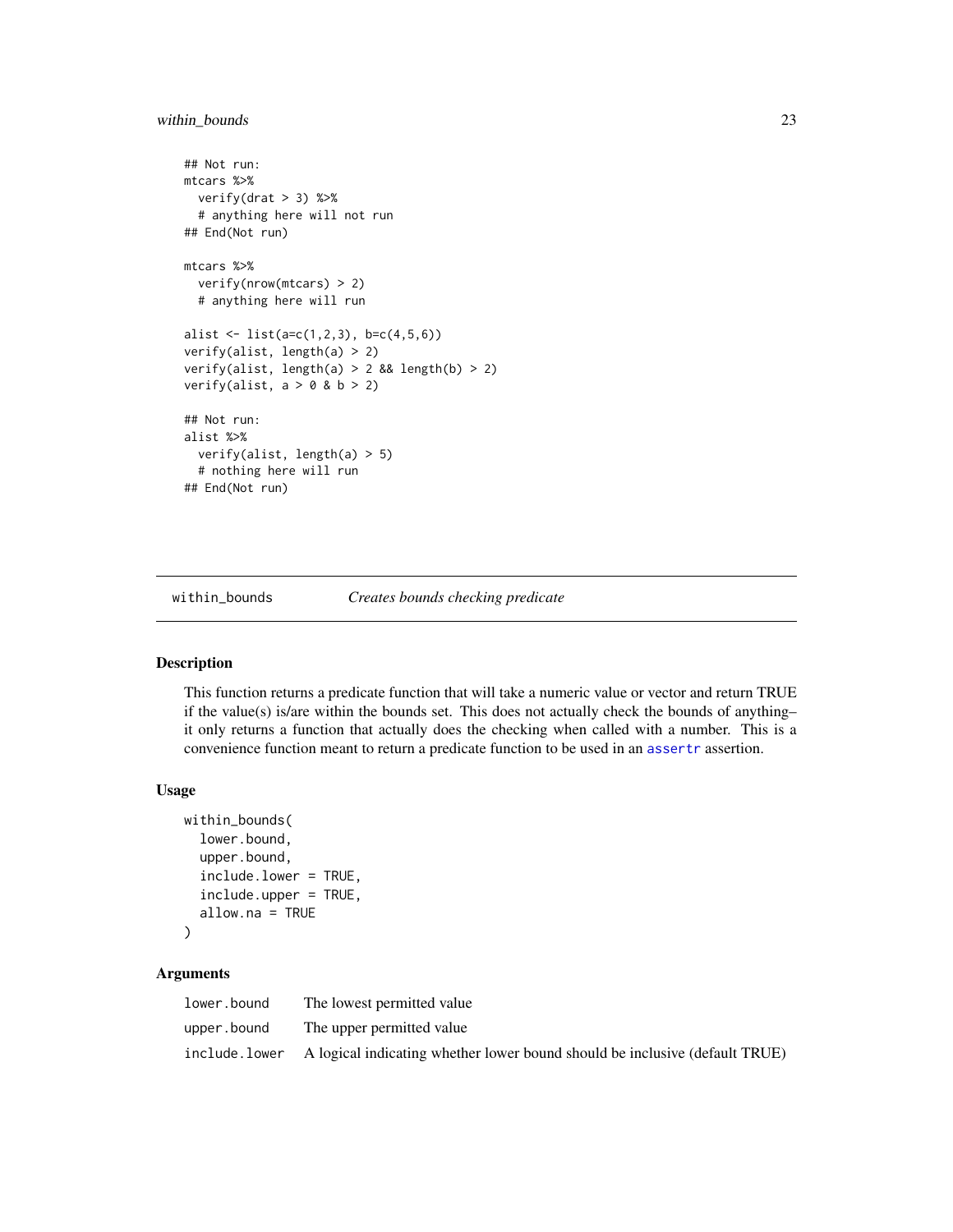```
## Not run:
mtcars %>%
  verify(drat > 3) %>%
  # anything here will not run
## End(Not run)

mtcars %>%
  verify(nrow(mtcars) > 2)
  # anything here will run

alist <- list(a=c(1,2,3), b=c(4,5,6))
verify(alist, length(a) > 2)
verify(alist, length(a) > 2 && length(b) > 2)
verify(alist, a > 0 & b > 2)

## Not run:
alist %>%
  verify(alist, length(a) > 5)
  # nothing here will run
## End(Not run)
```

---

## within_bounds *Creates bounds checking predicate*

### Description

This function returns a predicate function that will take a numeric value or vector and return TRUE if the value(s) is/are within the bounds set. This does not actually check the bounds of anything–it only returns a function that actually does the checking when called with a number. This is a convenience function meant to return a predicate function to be used in an assertr assertion.

### Usage

```
within_bounds(
  lower.bound,
  upper.bound,
  include.lower = TRUE,
  include.upper = TRUE,
  allow.na = TRUE
)
```

### Arguments

| | |
|---|---|
| lower.bound | The lowest permitted value |
| upper.bound | The upper permitted value |
| include.lower | A logical indicating whether lower bound should be inclusive (default TRUE) |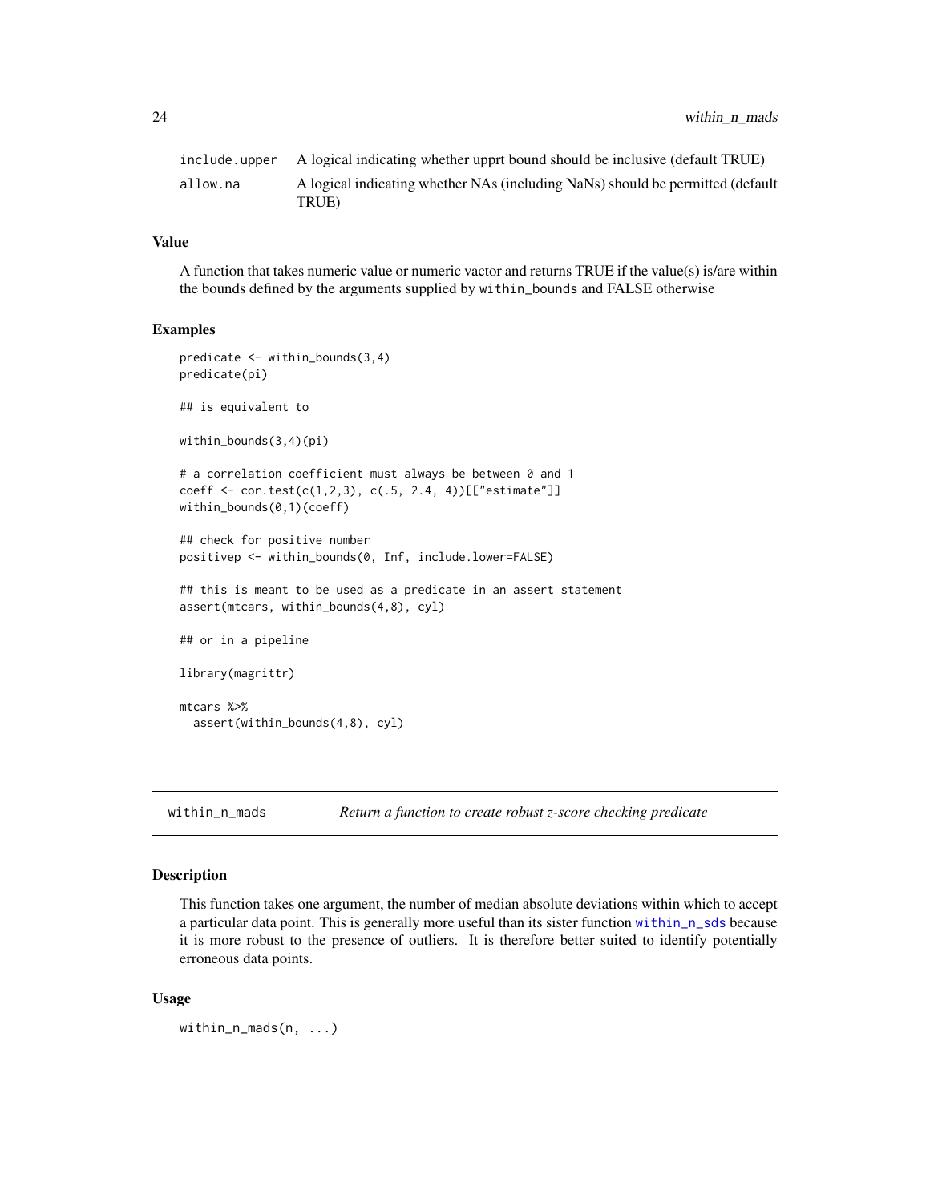| | |
|---|---|
| include.upper | A logical indicating whether upprt bound should be inclusive (default TRUE) |
| allow.na | A logical indicating whether NAs (including NaNs) should be permitted (default TRUE) |

### Value

A function that takes numeric value or numeric vactor and returns TRUE if the value(s) is/are within the bounds defined by the arguments supplied by `within_bounds` and FALSE otherwise

### Examples

```
predicate <- within_bounds(3,4)
predicate(pi)

## is equivalent to

within_bounds(3,4)(pi)

# a correlation coefficient must always be between 0 and 1
coeff <- cor.test(c(1,2,3), c(.5, 2.4, 4))[["estimate"]]
within_bounds(0,1)(coeff)

## check for positive number
positivep <- within_bounds(0, Inf, include.lower=FALSE)

## this is meant to be used as a predicate in an assert statement
assert(mtcars, within_bounds(4,8), cyl)

## or in a pipeline

library(magrittr)

mtcars %>%
  assert(within_bounds(4,8), cyl)
```

## within_n_mads — *Return a function to create robust z-score checking predicate*

### Description

This function takes one argument, the number of median absolute deviations within which to accept a particular data point. This is generally more useful than its sister function `within_n_sds` because it is more robust to the presence of outliers. It is therefore better suited to identify potentially erroneous data points.

### Usage

```
within_n_mads(n, ...)
```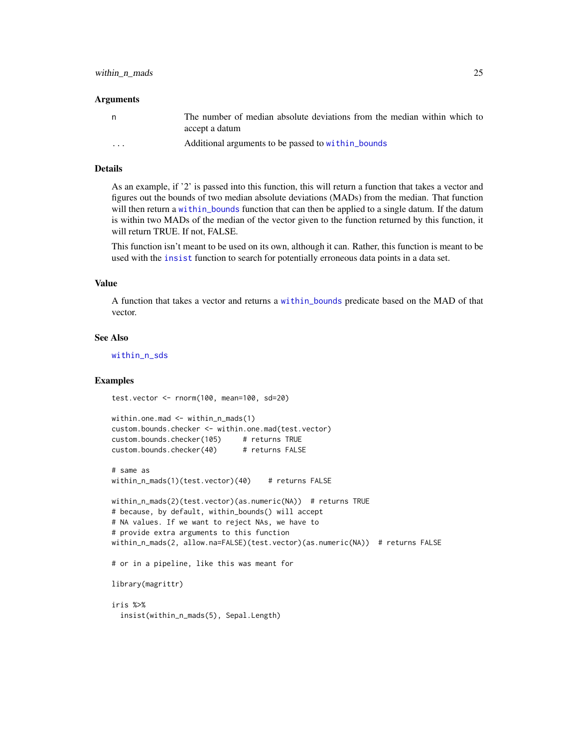### Arguments

| | |
|---|---|
| n | The number of median absolute deviations from the median within which to accept a datum |
| ... | Additional arguments to be passed to within_bounds |

### Details

As an example, if '2' is passed into this function, this will return a function that takes a vector and figures out the bounds of two median absolute deviations (MADs) from the median. That function will then return a within_bounds function that can then be applied to a single datum. If the datum is within two MADs of the median of the vector given to the function returned by this function, it will return TRUE. If not, FALSE.

This function isn't meant to be used on its own, although it can. Rather, this function is meant to be used with the insist function to search for potentially erroneous data points in a data set.

### Value

A function that takes a vector and returns a within_bounds predicate based on the MAD of that vector.

### See Also

within_n_sds

### Examples

```
test.vector <- rnorm(100, mean=100, sd=20)

within.one.mad <- within_n_mads(1)
custom.bounds.checker <- within.one.mad(test.vector)
custom.bounds.checker(105)     # returns TRUE
custom.bounds.checker(40)      # returns FALSE

# same as
within_n_mads(1)(test.vector)(40)    # returns FALSE

within_n_mads(2)(test.vector)(as.numeric(NA))  # returns TRUE
# because, by default, within_bounds() will accept
# NA values. If we want to reject NAs, we have to
# provide extra arguments to this function
within_n_mads(2, allow.na=FALSE)(test.vector)(as.numeric(NA))  # returns FALSE

# or in a pipeline, like this was meant for

library(magrittr)

iris %>%
  insist(within_n_mads(5), Sepal.Length)
```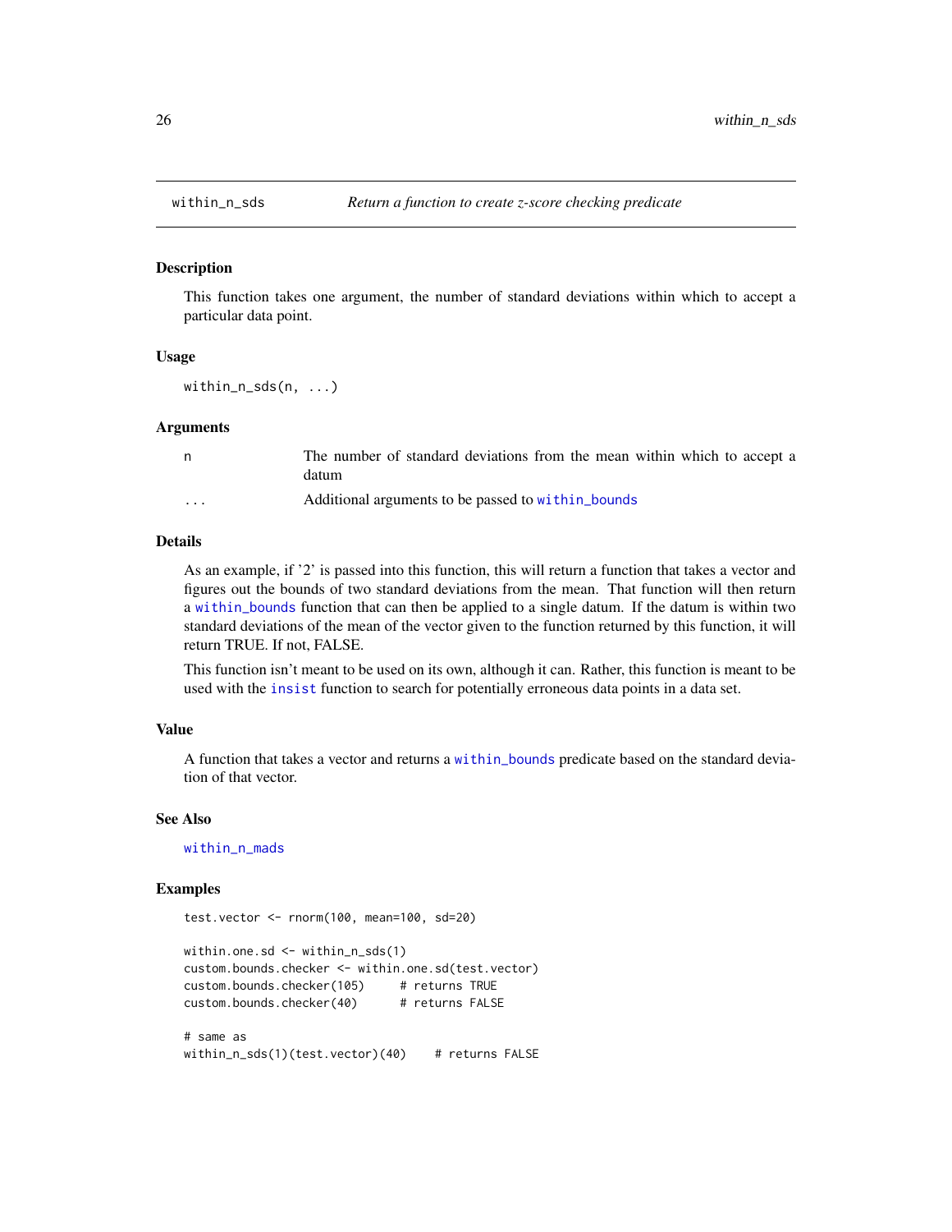## within_n_sds — *Return a function to create z-score checking predicate*

### Description

This function takes one argument, the number of standard deviations within which to accept a particular data point.

### Usage

```
within_n_sds(n, ...)
```

### Arguments

| | |
|---|---|
| n | The number of standard deviations from the mean within which to accept a datum |
| ... | Additional arguments to be passed to within_bounds |

### Details

As an example, if '2' is passed into this function, this will return a function that takes a vector and figures out the bounds of two standard deviations from the mean. That function will then return a within_bounds function that can then be applied to a single datum. If the datum is within two standard deviations of the mean of the vector given to the function returned by this function, it will return TRUE. If not, FALSE.

This function isn't meant to be used on its own, although it can. Rather, this function is meant to be used with the insist function to search for potentially erroneous data points in a data set.

### Value

A function that takes a vector and returns a within_bounds predicate based on the standard deviation of that vector.

### See Also

within_n_mads

### Examples

```
test.vector <- rnorm(100, mean=100, sd=20)

within.one.sd <- within_n_sds(1)
custom.bounds.checker <- within.one.sd(test.vector)
custom.bounds.checker(105)     # returns TRUE
custom.bounds.checker(40)      # returns FALSE

# same as
within_n_sds(1)(test.vector)(40)    # returns FALSE
```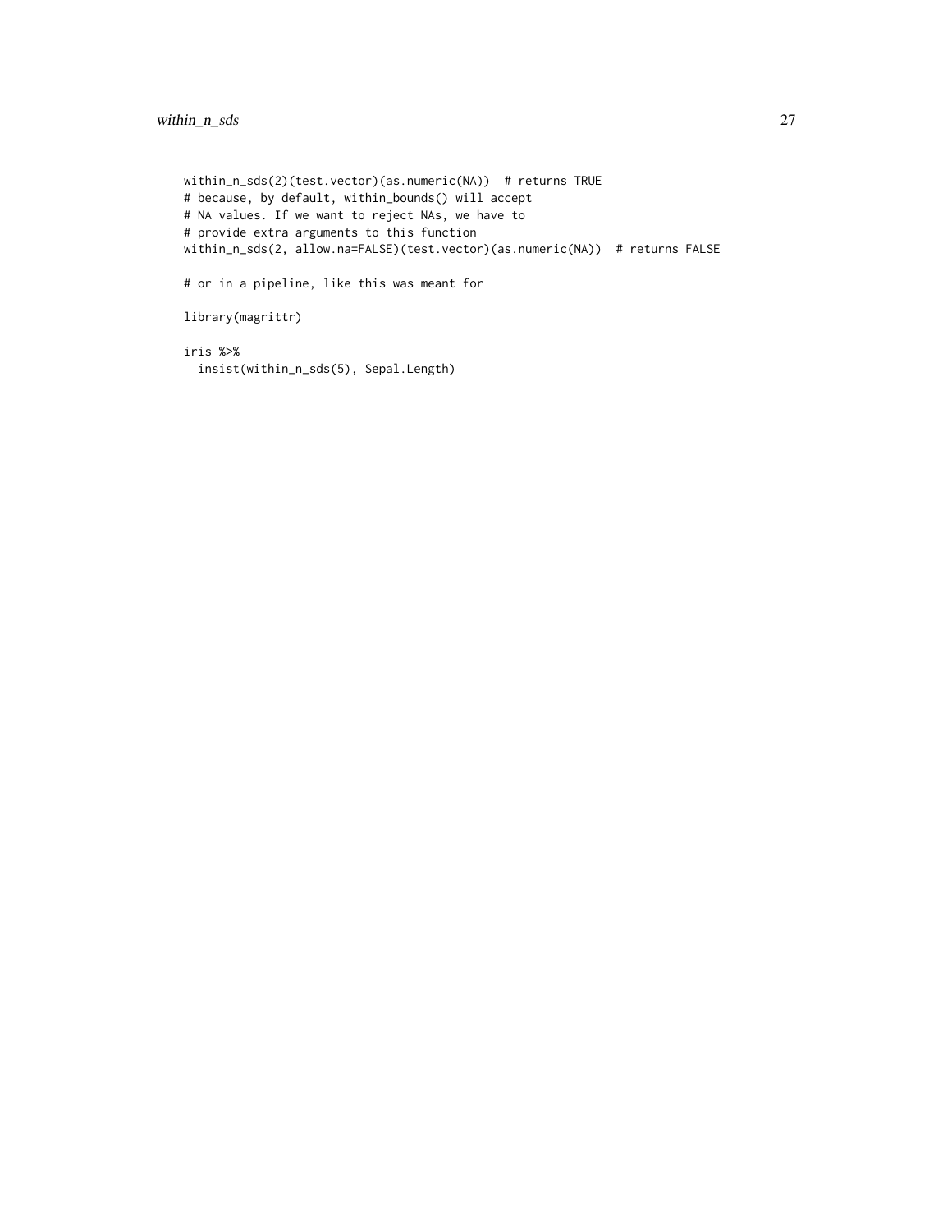```
within_n_sds(2)(test.vector)(as.numeric(NA))  # returns TRUE
# because, by default, within_bounds() will accept
# NA values. If we want to reject NAs, we have to
# provide extra arguments to this function
within_n_sds(2, allow.na=FALSE)(test.vector)(as.numeric(NA))  # returns FALSE

# or in a pipeline, like this was meant for

library(magrittr)

iris %>%
  insist(within_n_sds(5), Sepal.Length)
```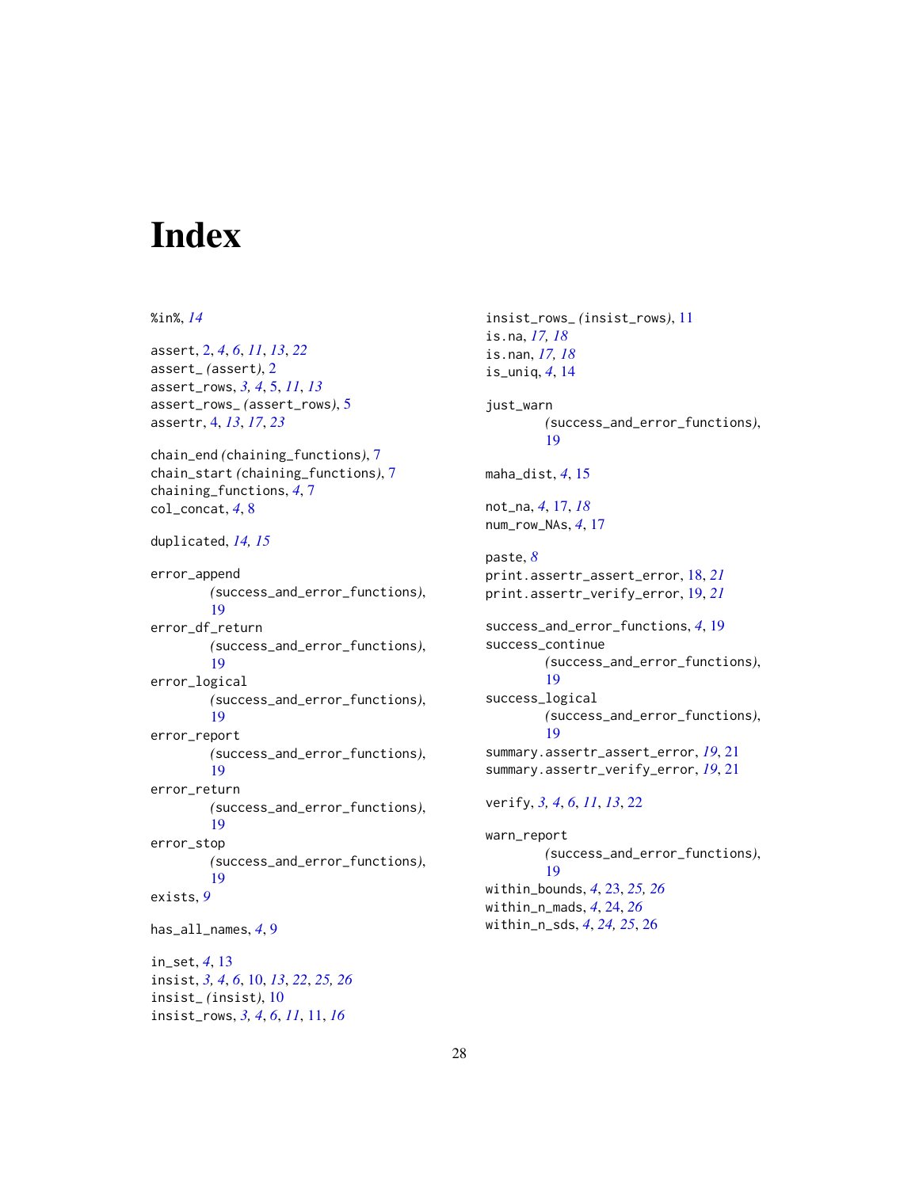# Index

%in%, *14*

assert, 2, *4*, *6*, *11*, *13*, *22*
assert_ (assert), 2
assert_rows, *3*, *4*, 5, *11*, *13*
assert_rows_ (assert_rows), 5
assertr, 4, *13*, *17*, *23*

chain_end (chaining_functions), 7
chain_start (chaining_functions), 7
chaining_functions, *4*, 7
col_concat, *4*, 8

duplicated, *14*, *15*

error_append (success_and_error_functions), 19
error_df_return (success_and_error_functions), 19
error_logical (success_and_error_functions), 19
error_report (success_and_error_functions), 19
error_return (success_and_error_functions), 19
error_stop (success_and_error_functions), 19
exists, *9*

has_all_names, *4*, 9

in_set, *4*, 13
insist, *3*, *4*, *6*, 10, *13*, *22*, *25*, *26*
insist_ (insist), 10
insist_rows, *3*, *4*, *6*, *11*, 11, *16*
insist_rows_ (insist_rows), 11
is.na, *17*, *18*
is.nan, *17*, *18*
is_uniq, *4*, 14

just_warn (success_and_error_functions), 19

maha_dist, *4*, 15

not_na, *4*, 17, *18*
num_row_NAs, *4*, 17

paste, *8*
print.assertr_assert_error, 18, *21*
print.assertr_verify_error, 19, *21*

success_and_error_functions, *4*, 19
success_continue (success_and_error_functions), 19
success_logical (success_and_error_functions), 19
summary.assertr_assert_error, *19*, 21
summary.assertr_verify_error, *19*, 21

verify, *3*, *4*, *6*, *11*, *13*, 22

warn_report (success_and_error_functions), 19
within_bounds, *4*, 23, *25*, *26*
within_n_mads, *4*, 24, *26*
within_n_sds, *4*, *24*, *25*, 26